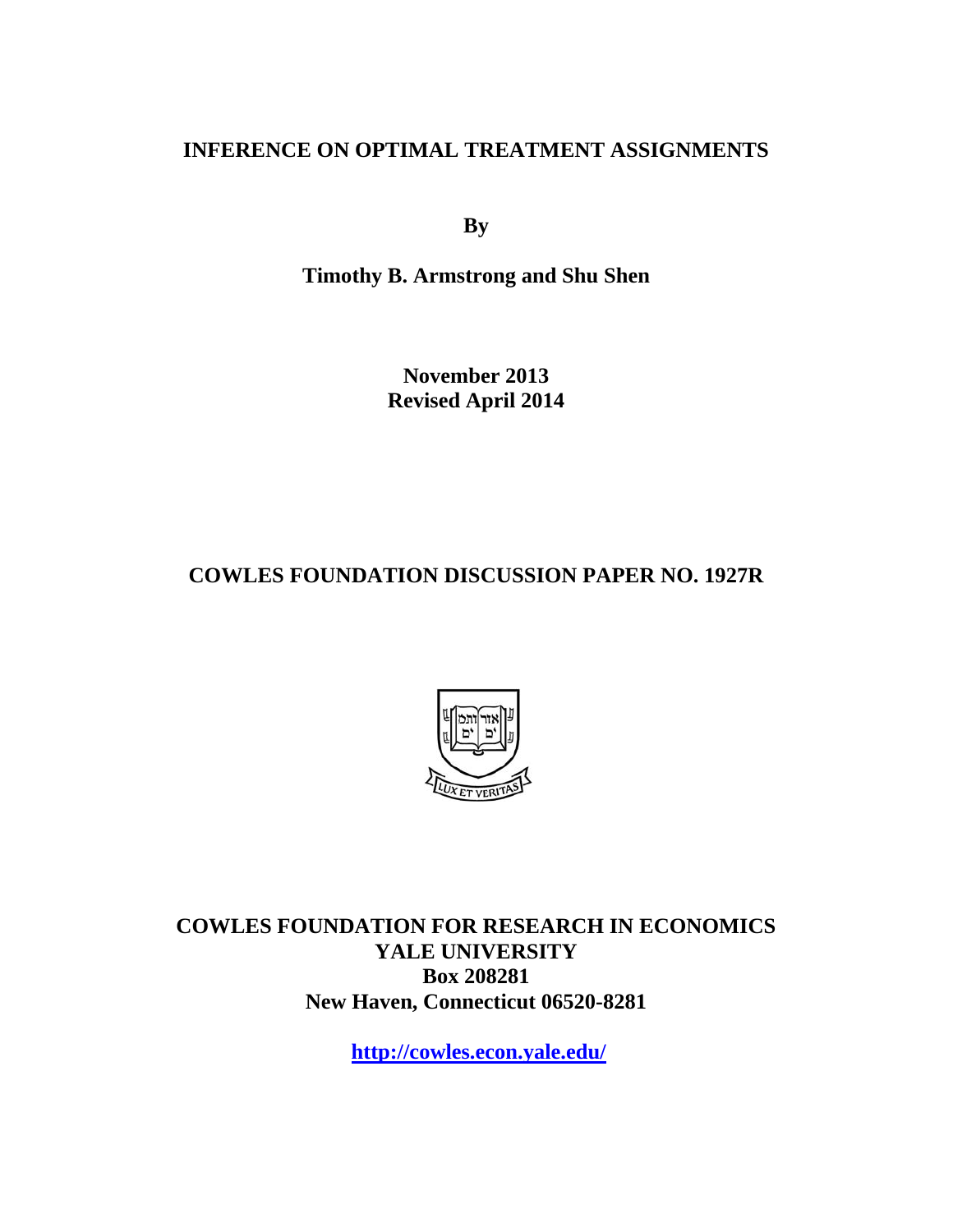# INFERENCE ON OPTIMAL TREATMENT ASSIGNMENTS

**By**

**Timothy B. Armstrong and Shu Shen**

**November 2013**
**Revised April 2014**

## COWLES FOUNDATION DISCUSSION PAPER NO. 1927R

**COWLES FOUNDATION FOR RESEARCH IN ECONOMICS**
**YALE UNIVERSITY**
**Box 208281**
**New Haven, Connecticut 06520-8281**

**http://cowles.econ.yale.edu/**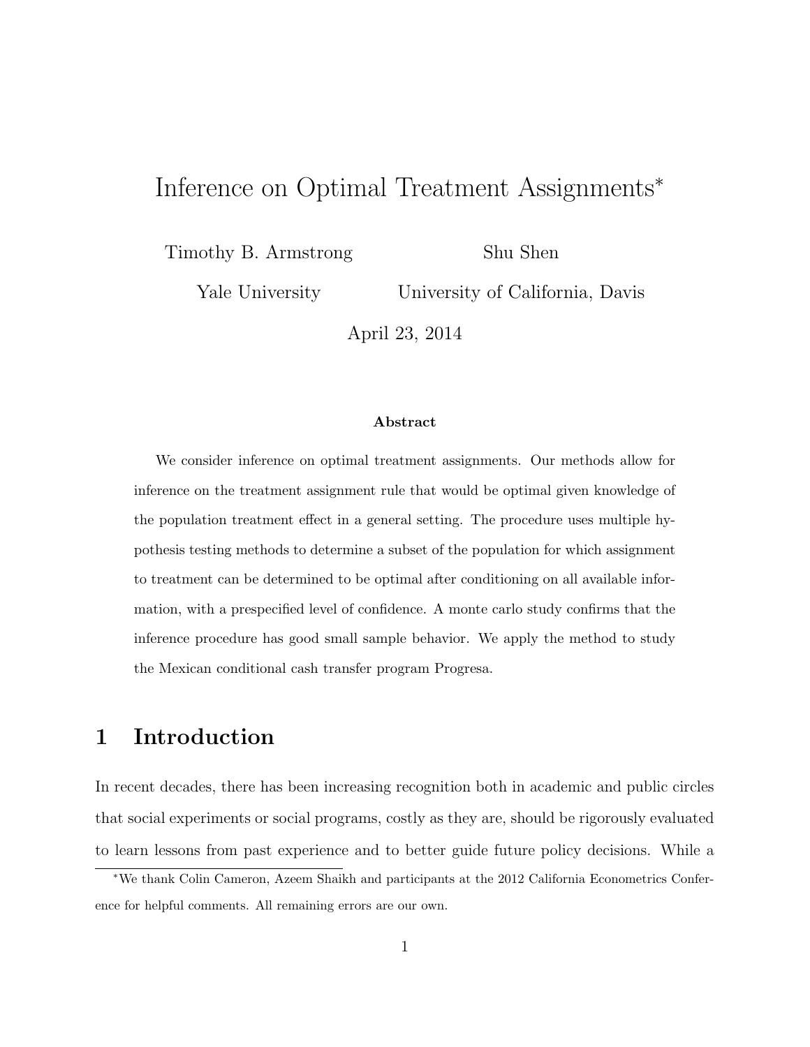# Inference on Optimal Treatment Assignments[*]

Timothy B. Armstrong  
Yale University

Shu Shen  
University of California, Davis

April 23, 2014

**Abstract**

We consider inference on optimal treatment assignments. Our methods allow for inference on the treatment assignment rule that would be optimal given knowledge of the population treatment effect in a general setting. The procedure uses multiple hypothesis testing methods to determine a subset of the population for which assignment to treatment can be determined to be optimal after conditioning on all available information, with a prespecified level of confidence. A monte carlo study confirms that the inference procedure has good small sample behavior. We apply the method to study the Mexican conditional cash transfer program Progresa.

## 1 Introduction

In recent decades, there has been increasing recognition both in academic and public circles that social experiments or social programs, costly as they are, should be rigorously evaluated to learn lessons from past experience and to better guide future policy decisions. While a

[*]We thank Colin Cameron, Azeem Shaikh and participants at the 2012 California Econometrics Conference for helpful comments. All remaining errors are our own.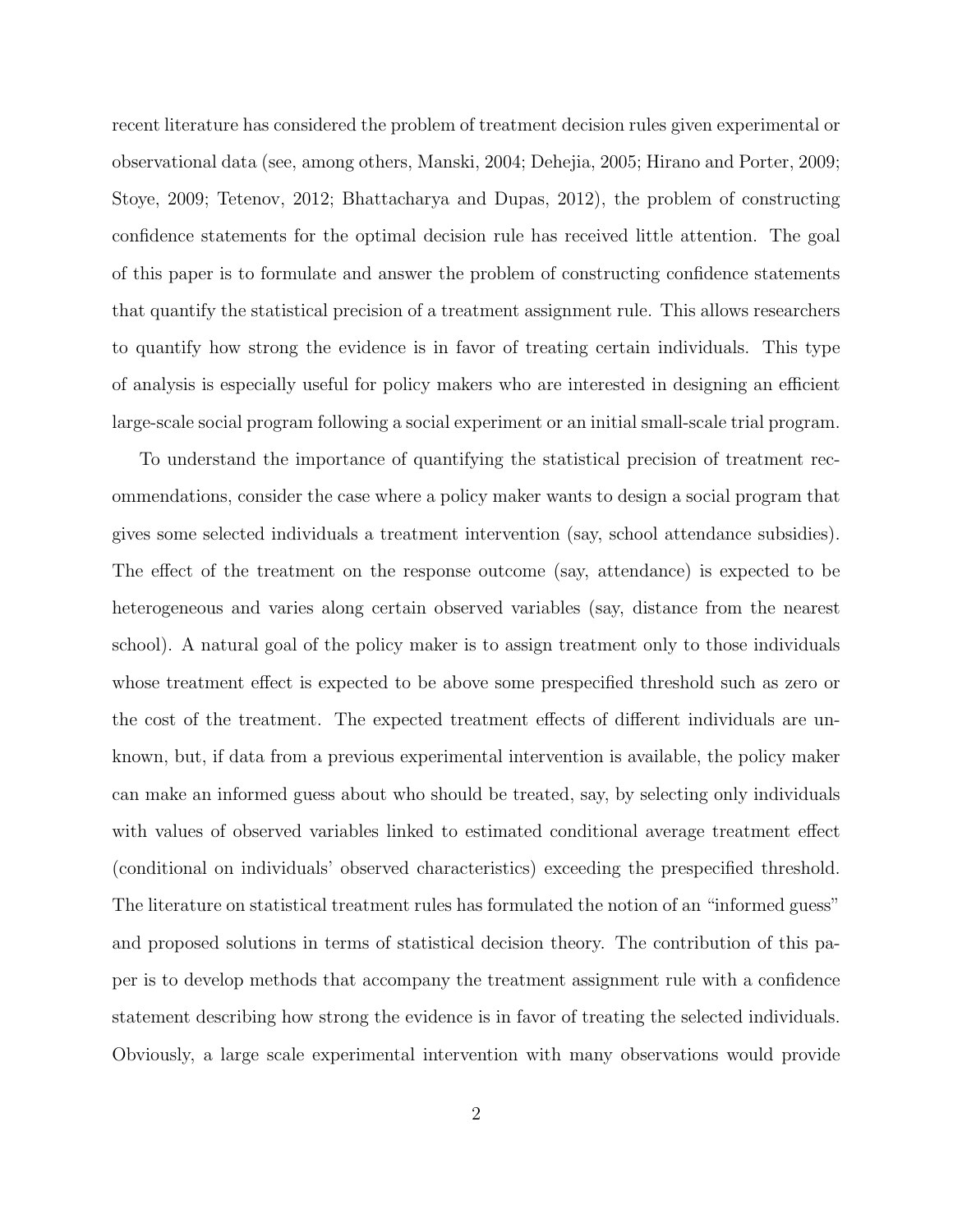recent literature has considered the problem of treatment decision rules given experimental or observational data (see, among others, Manski, 2004; Dehejia, 2005; Hirano and Porter, 2009; Stoye, 2009; Tetenov, 2012; Bhattacharya and Dupas, 2012), the problem of constructing confidence statements for the optimal decision rule has received little attention. The goal of this paper is to formulate and answer the problem of constructing confidence statements that quantify the statistical precision of a treatment assignment rule. This allows researchers to quantify how strong the evidence is in favor of treating certain individuals. This type of analysis is especially useful for policy makers who are interested in designing an efficient large-scale social program following a social experiment or an initial small-scale trial program.

To understand the importance of quantifying the statistical precision of treatment recommendations, consider the case where a policy maker wants to design a social program that gives some selected individuals a treatment intervention (say, school attendance subsidies). The effect of the treatment on the response outcome (say, attendance) is expected to be heterogeneous and varies along certain observed variables (say, distance from the nearest school). A natural goal of the policy maker is to assign treatment only to those individuals whose treatment effect is expected to be above some prespecified threshold such as zero or the cost of the treatment. The expected treatment effects of different individuals are unknown, but, if data from a previous experimental intervention is available, the policy maker can make an informed guess about who should be treated, say, by selecting only individuals with values of observed variables linked to estimated conditional average treatment effect (conditional on individuals' observed characteristics) exceeding the prespecified threshold. The literature on statistical treatment rules has formulated the notion of an "informed guess" and proposed solutions in terms of statistical decision theory. The contribution of this paper is to develop methods that accompany the treatment assignment rule with a confidence statement describing how strong the evidence is in favor of treating the selected individuals. Obviously, a large scale experimental intervention with many observations would provide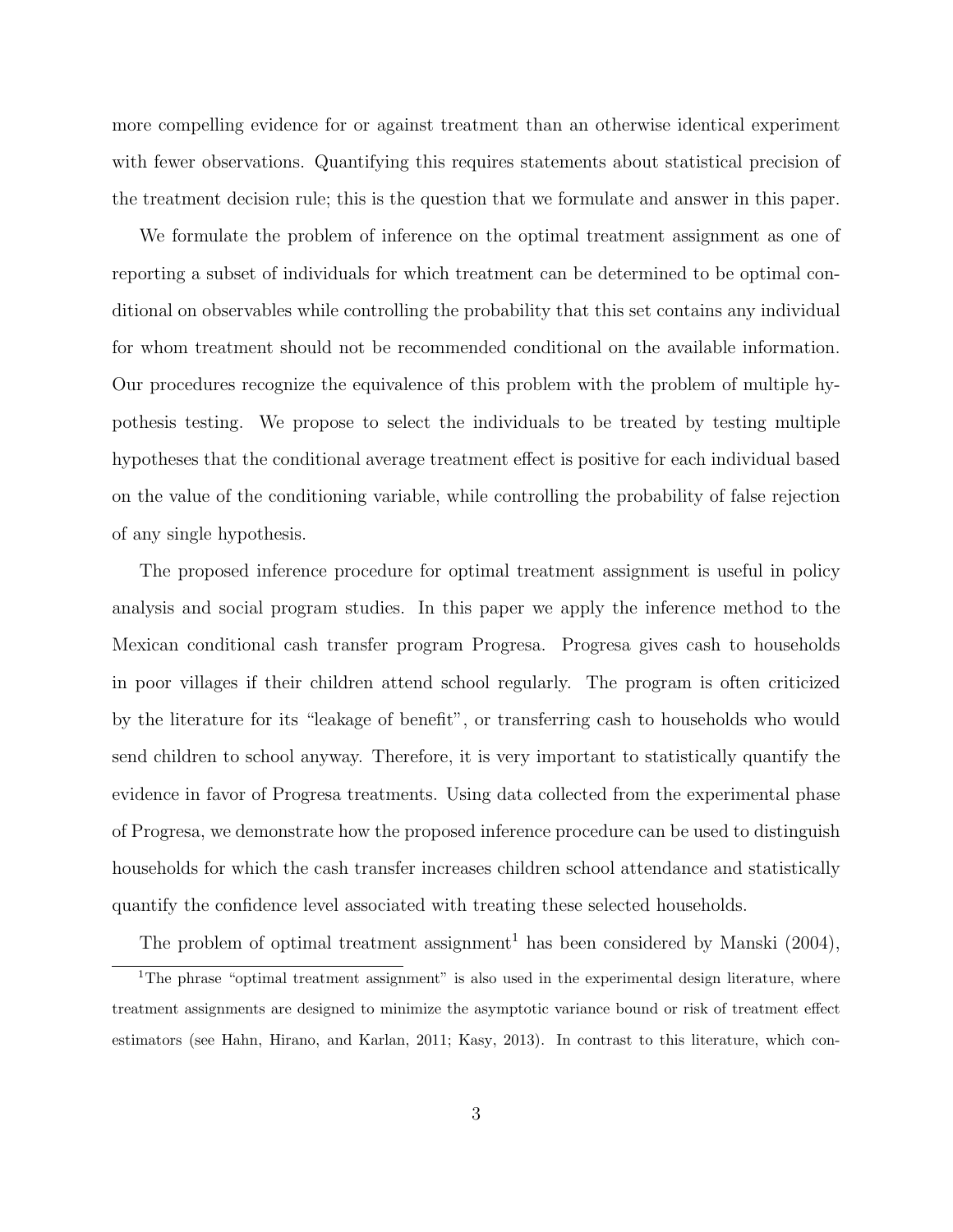more compelling evidence for or against treatment than an otherwise identical experiment with fewer observations. Quantifying this requires statements about statistical precision of the treatment decision rule; this is the question that we formulate and answer in this paper.

We formulate the problem of inference on the optimal treatment assignment as one of reporting a subset of individuals for which treatment can be determined to be optimal conditional on observables while controlling the probability that this set contains any individual for whom treatment should not be recommended conditional on the available information. Our procedures recognize the equivalence of this problem with the problem of multiple hypothesis testing. We propose to select the individuals to be treated by testing multiple hypotheses that the conditional average treatment effect is positive for each individual based on the value of the conditioning variable, while controlling the probability of false rejection of any single hypothesis.

The proposed inference procedure for optimal treatment assignment is useful in policy analysis and social program studies. In this paper we apply the inference method to the Mexican conditional cash transfer program Progresa. Progresa gives cash to households in poor villages if their children attend school regularly. The program is often criticized by the literature for its "leakage of benefit", or transferring cash to households who would send children to school anyway. Therefore, it is very important to statistically quantify the evidence in favor of Progresa treatments. Using data collected from the experimental phase of Progresa, we demonstrate how the proposed inference procedure can be used to distinguish households for which the cash transfer increases children school attendance and statistically quantify the confidence level associated with treating these selected households.

The problem of optimal treatment assignment[1] has been considered by Manski (2004),

[1] The phrase "optimal treatment assignment" is also used in the experimental design literature, where treatment assignments are designed to minimize the asymptotic variance bound or risk of treatment effect estimators (see Hahn, Hirano, and Karlan, 2011; Kasy, 2013). In contrast to this literature, which con-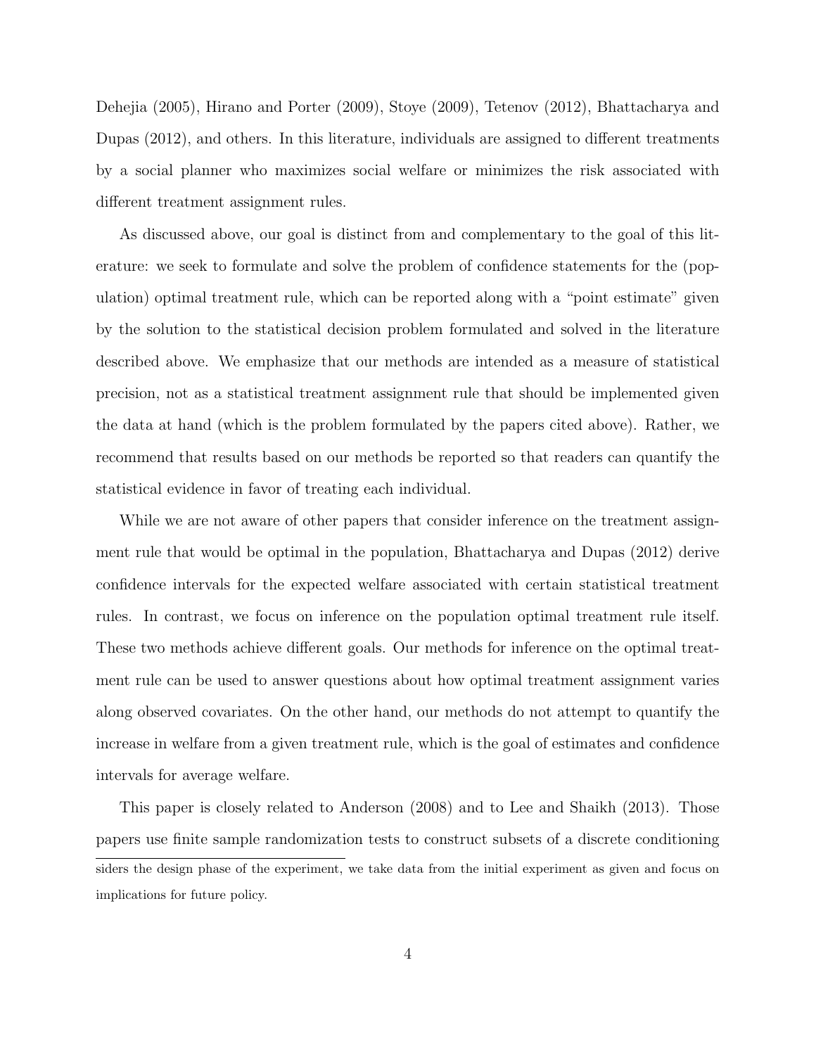Dehejia (2005), Hirano and Porter (2009), Stoye (2009), Tetenov (2012), Bhattacharya and Dupas (2012), and others. In this literature, individuals are assigned to different treatments by a social planner who maximizes social welfare or minimizes the risk associated with different treatment assignment rules.

As discussed above, our goal is distinct from and complementary to the goal of this literature: we seek to formulate and solve the problem of confidence statements for the (population) optimal treatment rule, which can be reported along with a "point estimate" given by the solution to the statistical decision problem formulated and solved in the literature described above. We emphasize that our methods are intended as a measure of statistical precision, not as a statistical treatment assignment rule that should be implemented given the data at hand (which is the problem formulated by the papers cited above). Rather, we recommend that results based on our methods be reported so that readers can quantify the statistical evidence in favor of treating each individual.

While we are not aware of other papers that consider inference on the treatment assignment rule that would be optimal in the population, Bhattacharya and Dupas (2012) derive confidence intervals for the expected welfare associated with certain statistical treatment rules. In contrast, we focus on inference on the population optimal treatment rule itself. These two methods achieve different goals. Our methods for inference on the optimal treatment rule can be used to answer questions about how optimal treatment assignment varies along observed covariates. On the other hand, our methods do not attempt to quantify the increase in welfare from a given treatment rule, which is the goal of estimates and confidence intervals for average welfare.

This paper is closely related to Anderson (2008) and to Lee and Shaikh (2013). Those papers use finite sample randomization tests to construct subsets of a discrete conditioning

siders the design phase of the experiment, we take data from the initial experiment as given and focus on implications for future policy.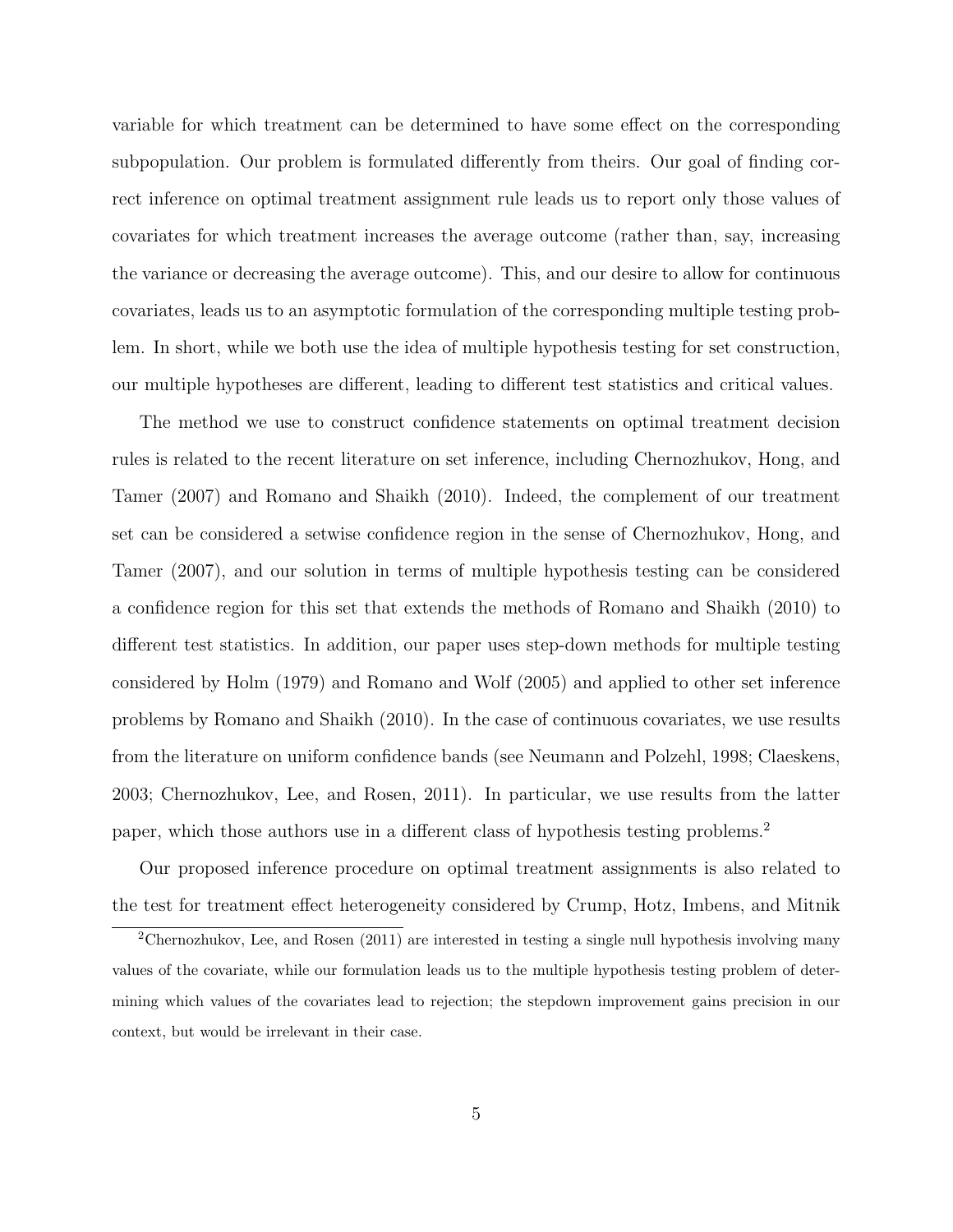variable for which treatment can be determined to have some effect on the corresponding subpopulation. Our problem is formulated differently from theirs. Our goal of finding correct inference on optimal treatment assignment rule leads us to report only those values of covariates for which treatment increases the average outcome (rather than, say, increasing the variance or decreasing the average outcome). This, and our desire to allow for continuous covariates, leads us to an asymptotic formulation of the corresponding multiple testing problem. In short, while we both use the idea of multiple hypothesis testing for set construction, our multiple hypotheses are different, leading to different test statistics and critical values.

The method we use to construct confidence statements on optimal treatment decision rules is related to the recent literature on set inference, including Chernozhukov, Hong, and Tamer (2007) and Romano and Shaikh (2010). Indeed, the complement of our treatment set can be considered a setwise confidence region in the sense of Chernozhukov, Hong, and Tamer (2007), and our solution in terms of multiple hypothesis testing can be considered a confidence region for this set that extends the methods of Romano and Shaikh (2010) to different test statistics. In addition, our paper uses step-down methods for multiple testing considered by Holm (1979) and Romano and Wolf (2005) and applied to other set inference problems by Romano and Shaikh (2010). In the case of continuous covariates, we use results from the literature on uniform confidence bands (see Neumann and Polzehl, 1998; Claeskens, 2003; Chernozhukov, Lee, and Rosen, 2011). In particular, we use results from the latter paper, which those authors use in a different class of hypothesis testing problems.[2]

Our proposed inference procedure on optimal treatment assignments is also related to the test for treatment effect heterogeneity considered by Crump, Hotz, Imbens, and Mitnik

[2] Chernozhukov, Lee, and Rosen (2011) are interested in testing a single null hypothesis involving many values of the covariate, while our formulation leads us to the multiple hypothesis testing problem of determining which values of the covariates lead to rejection; the stepdown improvement gains precision in our context, but would be irrelevant in their case.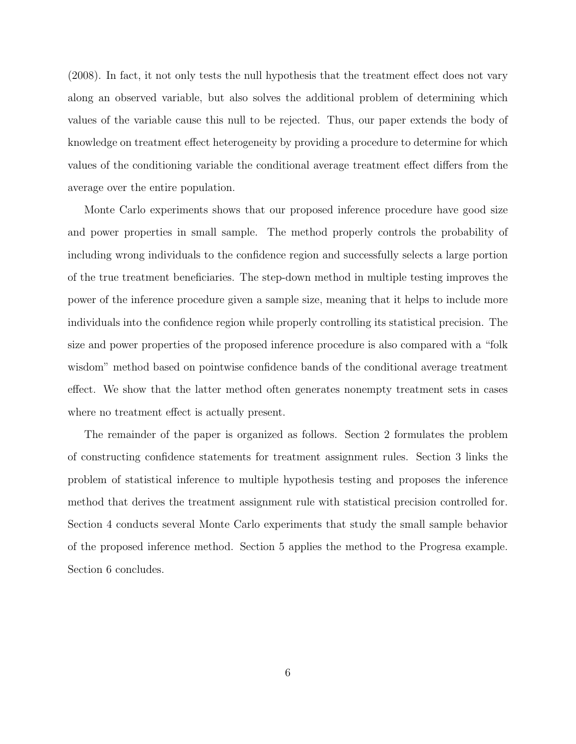(2008). In fact, it not only tests the null hypothesis that the treatment effect does not vary along an observed variable, but also solves the additional problem of determining which values of the variable cause this null to be rejected. Thus, our paper extends the body of knowledge on treatment effect heterogeneity by providing a procedure to determine for which values of the conditioning variable the conditional average treatment effect differs from the average over the entire population.

Monte Carlo experiments shows that our proposed inference procedure have good size and power properties in small sample. The method properly controls the probability of including wrong individuals to the confidence region and successfully selects a large portion of the true treatment beneficiaries. The step-down method in multiple testing improves the power of the inference procedure given a sample size, meaning that it helps to include more individuals into the confidence region while properly controlling its statistical precision. The size and power properties of the proposed inference procedure is also compared with a "folk wisdom" method based on pointwise confidence bands of the conditional average treatment effect. We show that the latter method often generates nonempty treatment sets in cases where no treatment effect is actually present.

The remainder of the paper is organized as follows. Section 2 formulates the problem of constructing confidence statements for treatment assignment rules. Section 3 links the problem of statistical inference to multiple hypothesis testing and proposes the inference method that derives the treatment assignment rule with statistical precision controlled for. Section 4 conducts several Monte Carlo experiments that study the small sample behavior of the proposed inference method. Section 5 applies the method to the Progresa example. Section 6 concludes.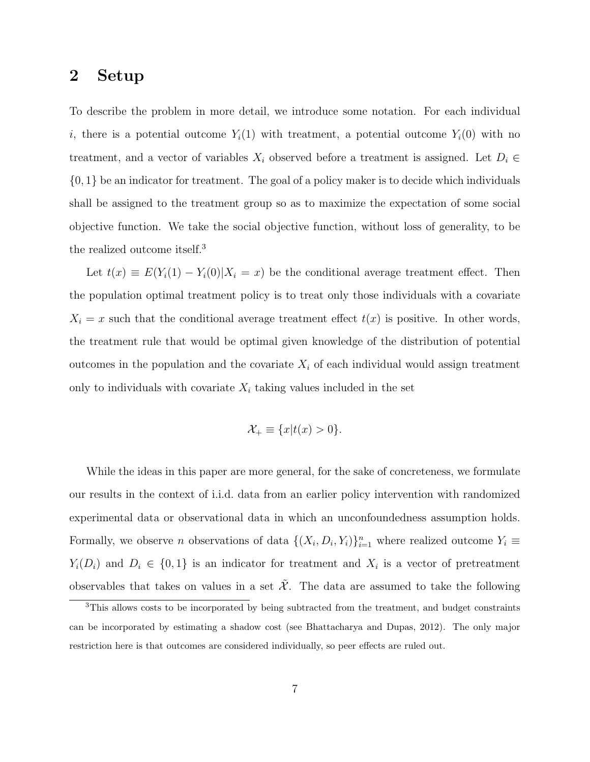## 2 Setup

To describe the problem in more detail, we introduce some notation. For each individual $i$, there is a potential outcome $Y_i(1)$ with treatment, a potential outcome $Y_i(0)$ with no treatment, and a vector of variables $X_i$ observed before a treatment is assigned. Let $D_i \in \{0, 1\}$ be an indicator for treatment. The goal of a policy maker is to decide which individuals shall be assigned to the treatment group so as to maximize the expectation of some social objective function. We take the social objective function, without loss of generality, to be the realized outcome itself.[3]

Let $t(x) \equiv E(Y_i(1) - Y_i(0)|X_i = x)$ be the conditional average treatment effect. Then the population optimal treatment policy is to treat only those individuals with a covariate $X_i = x$ such that the conditional average treatment effect $t(x)$ is positive. In other words, the treatment rule that would be optimal given knowledge of the distribution of potential outcomes in the population and the covariate $X_i$ of each individual would assign treatment only to individuals with covariate $X_i$ taking values included in the set

$$\mathcal{X}_+ \equiv \{x|t(x) > 0\}.$$

While the ideas in this paper are more general, for the sake of concreteness, we formulate our results in the context of i.i.d. data from an earlier policy intervention with randomized experimental data or observational data in which an unconfoundedness assumption holds. Formally, we observe $n$ observations of data $\{(X_i, D_i, Y_i)\}_{i=1}^n$ where realized outcome $Y_i \equiv Y_i(D_i)$ and $D_i \in \{0, 1\}$ is an indicator for treatment and $X_i$ is a vector of pretreatment observables that takes on values in a set $\tilde{\mathcal{X}}$. The data are assumed to take the following

[3]This allows costs to be incorporated by being subtracted from the treatment, and budget constraints can be incorporated by estimating a shadow cost (see Bhattacharya and Dupas, 2012). The only major restriction here is that outcomes are considered individually, so peer effects are ruled out.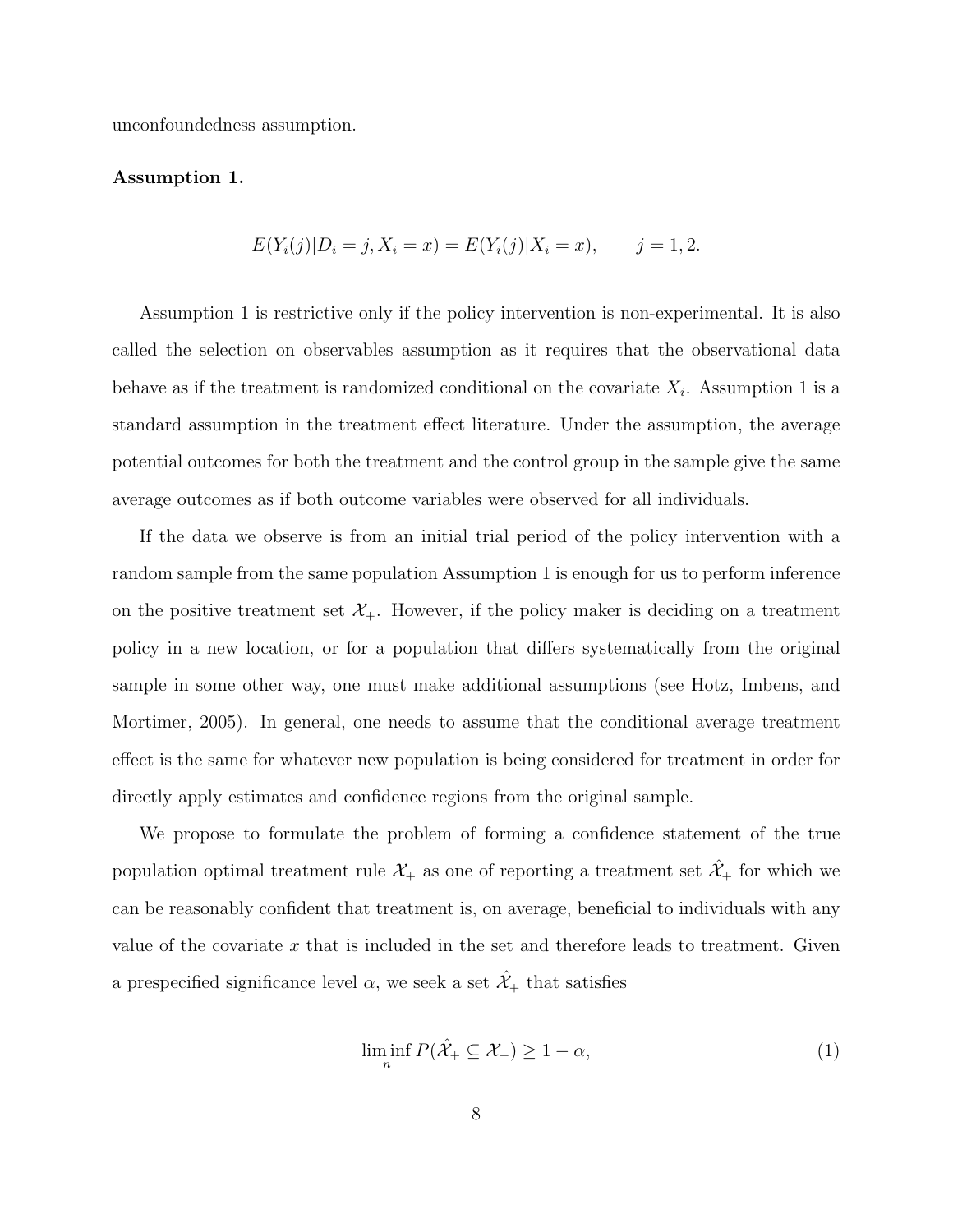unconfoundedness assumption.

**Assumption 1.**

$$E(Y_i(j)|D_i = j, X_i = x) = E(Y_i(j)|X_i = x), \qquad j = 1, 2.$$

Assumption 1 is restrictive only if the policy intervention is non-experimental. It is also called the selection on observables assumption as it requires that the observational data behave as if the treatment is randomized conditional on the covariate $X_i$. Assumption 1 is a standard assumption in the treatment effect literature. Under the assumption, the average potential outcomes for both the treatment and the control group in the sample give the same average outcomes as if both outcome variables were observed for all individuals.

If the data we observe is from an initial trial period of the policy intervention with a random sample from the same population Assumption 1 is enough for us to perform inference on the positive treatment set $\mathcal{X}_+$. However, if the policy maker is deciding on a treatment policy in a new location, or for a population that differs systematically from the original sample in some other way, one must make additional assumptions (see Hotz, Imbens, and Mortimer, 2005). In general, one needs to assume that the conditional average treatment effect is the same for whatever new population is being considered for treatment in order for directly apply estimates and confidence regions from the original sample.

We propose to formulate the problem of forming a confidence statement of the true population optimal treatment rule $\mathcal{X}_+$ as one of reporting a treatment set $\hat{\mathcal{X}}_+$ for which we can be reasonably confident that treatment is, on average, beneficial to individuals with any value of the covariate $x$ that is included in the set and therefore leads to treatment. Given a prespecified significance level $\alpha$, we seek a set $\hat{\mathcal{X}}_+$ that satisfies

$$\liminf_n P(\hat{\mathcal{X}}_+ \subseteq \mathcal{X}_+) \geq 1 - \alpha, \tag{1}$$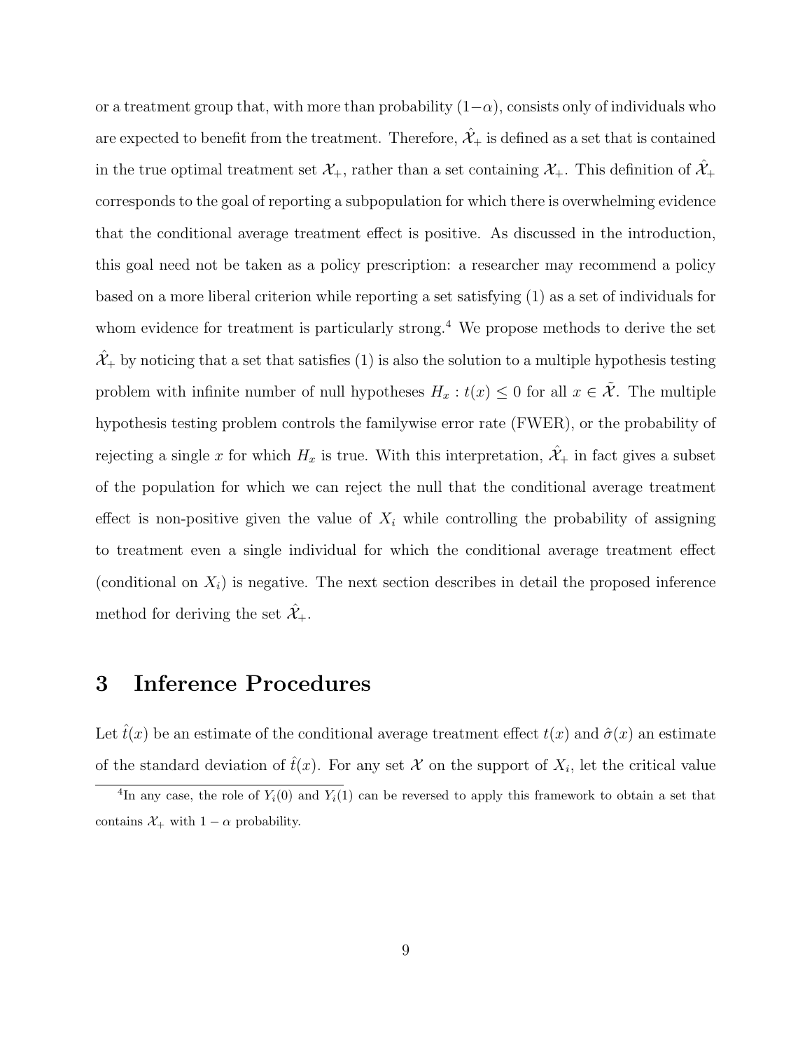or a treatment group that, with more than probability $(1-\alpha)$, consists only of individuals who are expected to benefit from the treatment. Therefore, $\hat{\mathcal{X}}_+$ is defined as a set that is contained in the true optimal treatment set $\mathcal{X}_+$, rather than a set containing $\mathcal{X}_+$. This definition of $\hat{\mathcal{X}}_+$ corresponds to the goal of reporting a subpopulation for which there is overwhelming evidence that the conditional average treatment effect is positive. As discussed in the introduction, this goal need not be taken as a policy prescription: a researcher may recommend a policy based on a more liberal criterion while reporting a set satisfying (1) as a set of individuals for whom evidence for treatment is particularly strong.[4] We propose methods to derive the set $\hat{\mathcal{X}}_+$ by noticing that a set that satisfies (1) is also the solution to a multiple hypothesis testing problem with infinite number of null hypotheses $H_x : t(x) \leq 0$ for all $x \in \tilde{\mathcal{X}}$. The multiple hypothesis testing problem controls the familywise error rate (FWER), or the probability of rejecting a single $x$ for which $H_x$ is true. With this interpretation, $\hat{\mathcal{X}}_+$ in fact gives a subset of the population for which we can reject the null that the conditional average treatment effect is non-positive given the value of $X_i$ while controlling the probability of assigning to treatment even a single individual for which the conditional average treatment effect (conditional on $X_i$) is negative. The next section describes in detail the proposed inference method for deriving the set $\hat{\mathcal{X}}_+$.

# 3 Inference Procedures

Let $\hat{t}(x)$ be an estimate of the conditional average treatment effect $t(x)$ and $\hat{\sigma}(x)$ an estimate of the standard deviation of $\hat{t}(x)$. For any set $\mathcal{X}$ on the support of $X_i$, let the critical value

[4] In any case, the role of $Y_i(0)$ and $Y_i(1)$ can be reversed to apply this framework to obtain a set that contains $\mathcal{X}_+$ with $1-\alpha$ probability.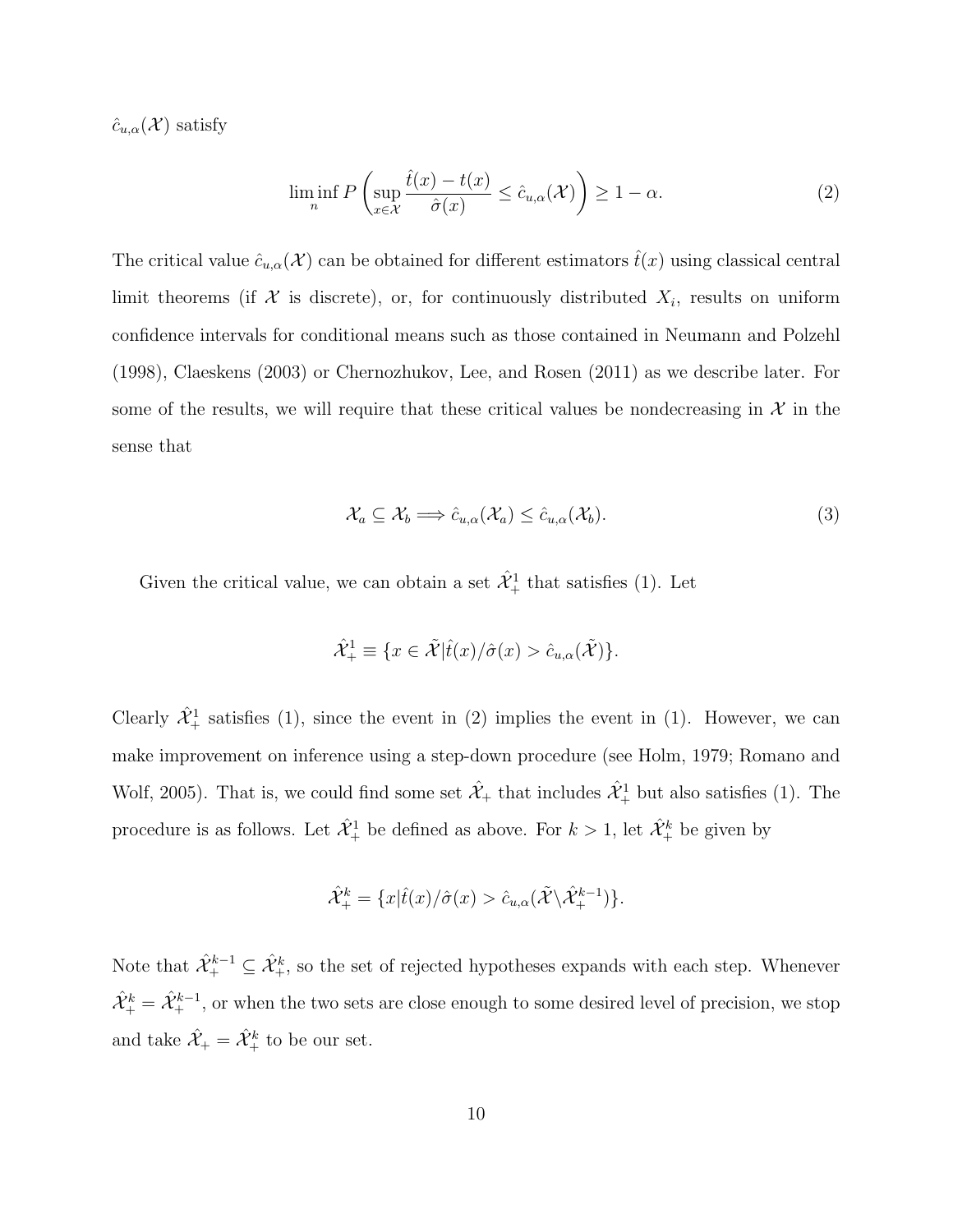$\hat{c}_{u,\alpha}(\mathcal{X})$ satisfy

$$\liminf_{n} P\left(\sup_{x\in\mathcal{X}} \frac{\hat{t}(x)-t(x)}{\hat{\sigma}(x)} \leq \hat{c}_{u,\alpha}(\mathcal{X})\right) \geq 1-\alpha. \tag{2}$$

The critical value $\hat{c}_{u,\alpha}(\mathcal{X})$ can be obtained for different estimators $\hat{t}(x)$ using classical central limit theorems (if $\mathcal{X}$ is discrete), or, for continuously distributed $X_i$, results on uniform confidence intervals for conditional means such as those contained in Neumann and Polzehl (1998), Claeskens (2003) or Chernozhukov, Lee, and Rosen (2011) as we describe later. For some of the results, we will require that these critical values be nondecreasing in $\mathcal{X}$ in the sense that

$$\mathcal{X}_a \subseteq \mathcal{X}_b \Longrightarrow \hat{c}_{u,\alpha}(\mathcal{X}_a) \leq \hat{c}_{u,\alpha}(\mathcal{X}_b). \tag{3}$$

Given the critical value, we can obtain a set $\hat{\mathcal{X}}_+^1$ that satisfies (1). Let

$$\hat{\mathcal{X}}_+^1 \equiv \{x \in \tilde{\mathcal{X}} | \hat{t}(x)/\hat{\sigma}(x) > \hat{c}_{u,\alpha}(\tilde{\mathcal{X}})\}.$$

Clearly $\hat{\mathcal{X}}_+^1$ satisfies (1), since the event in (2) implies the event in (1). However, we can make improvement on inference using a step-down procedure (see Holm, 1979; Romano and Wolf, 2005). That is, we could find some set $\hat{\mathcal{X}}_+$ that includes $\hat{\mathcal{X}}_+^1$ but also satisfies (1). The procedure is as follows. Let $\hat{\mathcal{X}}_+^1$ be defined as above. For $k > 1$, let $\hat{\mathcal{X}}_+^k$ be given by

$$\hat{\mathcal{X}}_+^k = \{x | \hat{t}(x)/\hat{\sigma}(x) > \hat{c}_{u,\alpha}(\tilde{\mathcal{X}} \backslash \hat{\mathcal{X}}_+^{k-1})\}.$$

Note that $\hat{\mathcal{X}}_+^{k-1} \subseteq \hat{\mathcal{X}}_+^k$, so the set of rejected hypotheses expands with each step. Whenever $\hat{\mathcal{X}}_+^k = \hat{\mathcal{X}}_+^{k-1}$, or when the two sets are close enough to some desired level of precision, we stop and take $\hat{\mathcal{X}}_+ = \hat{\mathcal{X}}_+^k$ to be our set.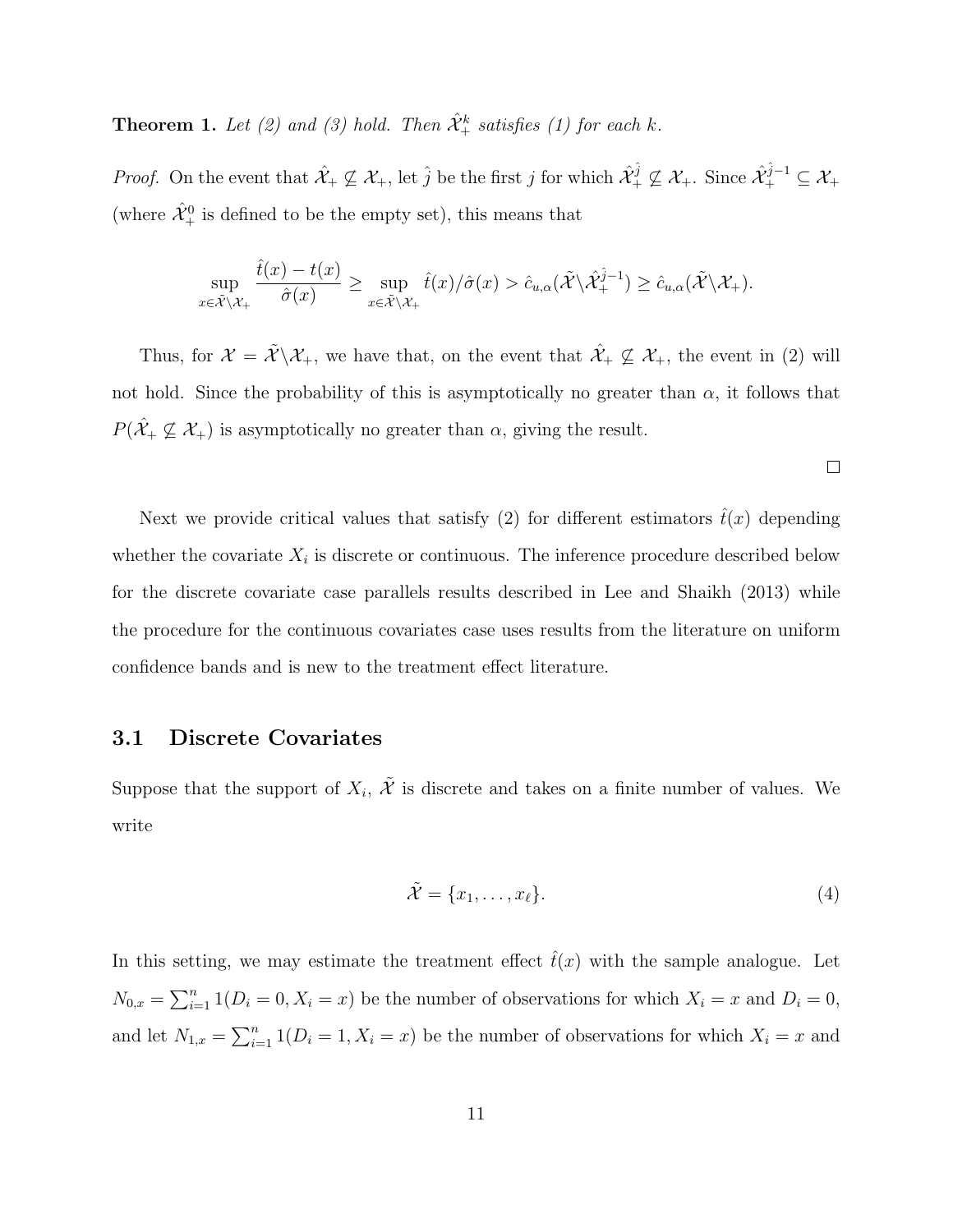**Theorem 1.** *Let (2) and (3) hold. Then $\hat{\mathcal{X}}_+^k$ satisfies (1) for each $k$.*

*Proof.* On the event that $\hat{\mathcal{X}}_+ \not\subseteq \mathcal{X}_+$, let $\hat{j}$ be the first $j$ for which $\hat{\mathcal{X}}_+^{\hat{j}} \not\subseteq \mathcal{X}_+$. Since $\hat{\mathcal{X}}_+^{\hat{j}-1} \subseteq \mathcal{X}_+$ (where $\hat{\mathcal{X}}_+^0$ is defined to be the empty set), this means that

$$\sup_{x \in \tilde{\mathcal{X}} \backslash \mathcal{X}_+} \frac{\hat{t}(x) - t(x)}{\hat{\sigma}(x)} \geq \sup_{x \in \tilde{\mathcal{X}} \backslash \mathcal{X}_+} \hat{t}(x)/\hat{\sigma}(x) > \hat{c}_{u,\alpha}(\tilde{\mathcal{X}} \backslash \hat{\mathcal{X}}_+^{\hat{j}-1}) \geq \hat{c}_{u,\alpha}(\tilde{\mathcal{X}} \backslash \mathcal{X}_+).$$

Thus, for $\mathcal{X} = \tilde{\mathcal{X}} \backslash \mathcal{X}_+$, we have that, on the event that $\hat{\mathcal{X}}_+ \not\subseteq \mathcal{X}_+$, the event in (2) will not hold. Since the probability of this is asymptotically no greater than $\alpha$, it follows that $P(\hat{\mathcal{X}}_+ \not\subseteq \mathcal{X}_+)$ is asymptotically no greater than $\alpha$, giving the result.

□

Next we provide critical values that satisfy (2) for different estimators $\hat{t}(x)$ depending whether the covariate $X_i$ is discrete or continuous. The inference procedure described below for the discrete covariate case parallels results described in Lee and Shaikh (2013) while the procedure for the continuous covariates case uses results from the literature on uniform confidence bands and is new to the treatment effect literature.

## 3.1 Discrete Covariates

Suppose that the support of $X_i$, $\tilde{\mathcal{X}}$ is discrete and takes on a finite number of values. We write

$$\tilde{\mathcal{X}} = \{x_1, \ldots, x_\ell\}. \tag{4}$$

In this setting, we may estimate the treatment effect $\hat{t}(x)$ with the sample analogue. Let $N_{0,x} = \sum_{i=1}^n 1(D_i = 0, X_i = x)$ be the number of observations for which $X_i = x$ and $D_i = 0$, and let $N_{1,x} = \sum_{i=1}^n 1(D_i = 1, X_i = x)$ be the number of observations for which $X_i = x$ and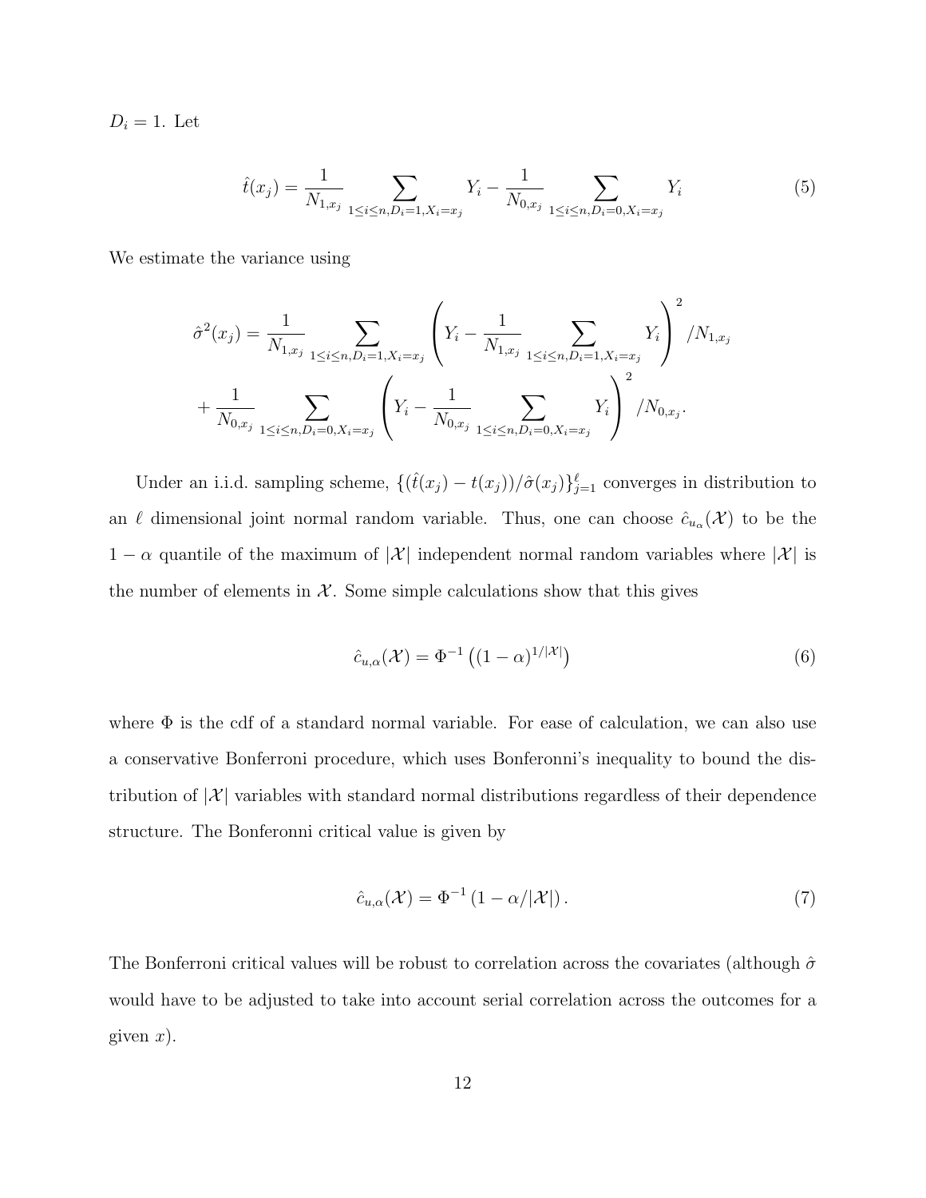$D_i = 1$. Let

$$\hat{t}(x_j) = \frac{1}{N_{1,x_j}} \sum_{1 \le i \le n, D_i = 1, X_i = x_j} Y_i - \frac{1}{N_{0,x_j}} \sum_{1 \le i \le n, D_i = 0, X_i = x_j} Y_i \tag{5}$$

We estimate the variance using

$$\hat{\sigma}^2(x_j) = \frac{1}{N_{1,x_j}} \sum_{1 \le i \le n, D_i = 1, X_i = x_j} \left( Y_i - \frac{1}{N_{1,x_j}} \sum_{1 \le i \le n, D_i = 1, X_i = x_j} Y_i \right)^2 / N_{1,x_j}$$

$$+ \frac{1}{N_{0,x_j}} \sum_{1 \le i \le n, D_i = 0, X_i = x_j} \left( Y_i - \frac{1}{N_{0,x_j}} \sum_{1 \le i \le n, D_i = 0, X_i = x_j} Y_i \right)^2 / N_{0,x_j}.$$

Under an i.i.d. sampling scheme, $\{(\hat{t}(x_j) - t(x_j))/\hat{\sigma}(x_j)\}_{j=1}^{\ell}$ converges in distribution to an $\ell$ dimensional joint normal random variable. Thus, one can choose $\hat{c}_{u_\alpha}(\mathcal{X})$ to be the $1 - \alpha$ quantile of the maximum of $|\mathcal{X}|$ independent normal random variables where $|\mathcal{X}|$ is the number of elements in $\mathcal{X}$. Some simple calculations show that this gives

$$\hat{c}_{u,\alpha}(\mathcal{X}) = \Phi^{-1}\left((1-\alpha)^{1/|\mathcal{X}|}\right) \tag{6}$$

where $\Phi$ is the cdf of a standard normal variable. For ease of calculation, we can also use a conservative Bonferroni procedure, which uses Bonferonni's inequality to bound the distribution of $|\mathcal{X}|$ variables with standard normal distributions regardless of their dependence structure. The Bonferonni critical value is given by

$$\hat{c}_{u,\alpha}(\mathcal{X}) = \Phi^{-1}\left(1 - \alpha/|\mathcal{X}|\right). \tag{7}$$

The Bonferroni critical values will be robust to correlation across the covariates (although $\hat{\sigma}$ would have to be adjusted to take into account serial correlation across the outcomes for a given $x$).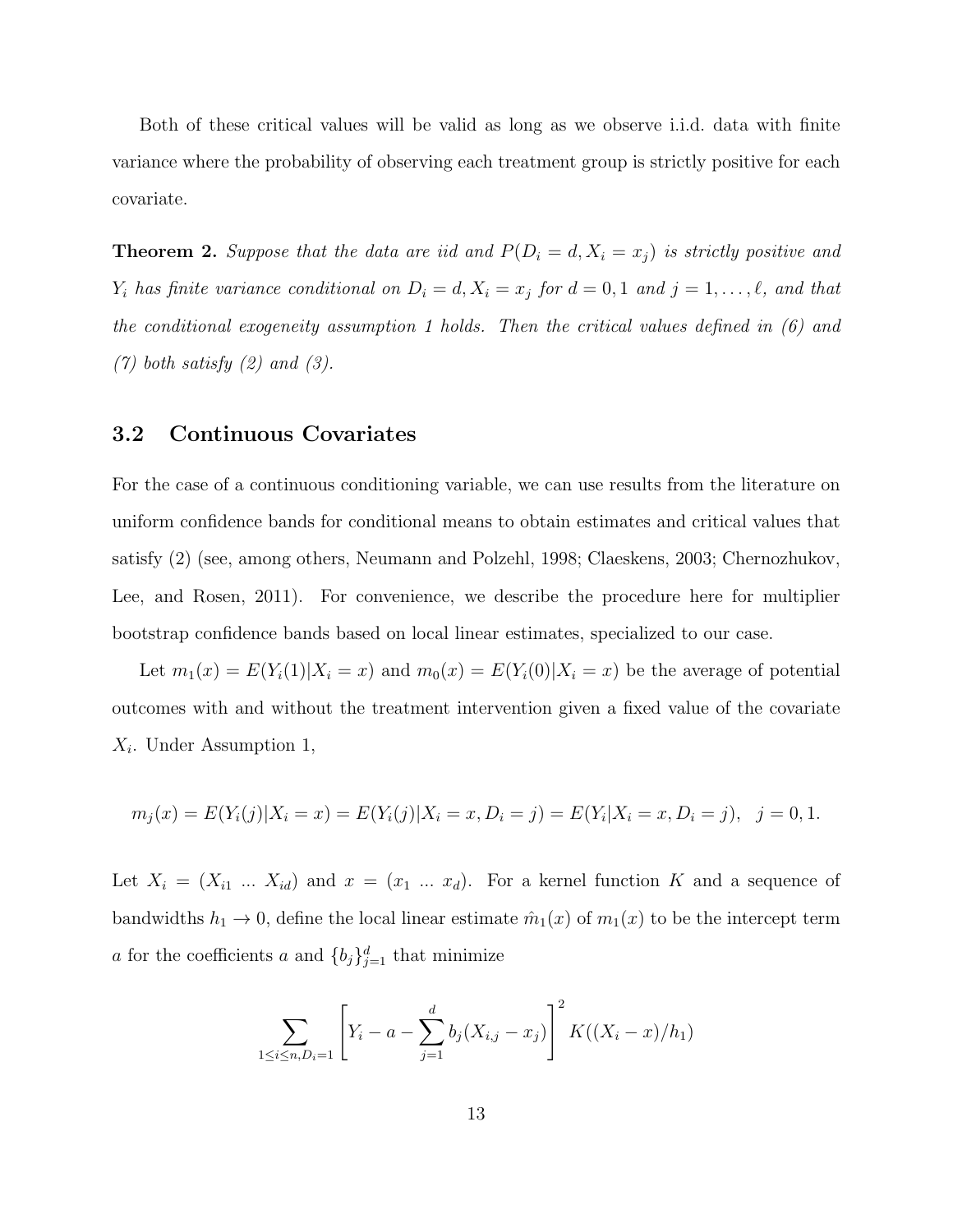Both of these critical values will be valid as long as we observe i.i.d. data with finite variance where the probability of observing each treatment group is strictly positive for each covariate.

**Theorem 2.** *Suppose that the data are iid and $P(D_i = d, X_i = x_j)$ is strictly positive and $Y_i$ has finite variance conditional on $D_i = d, X_i = x_j$ for $d = 0, 1$ and $j = 1, \ldots, \ell$, and that the conditional exogeneity assumption 1 holds. Then the critical values defined in (6) and (7) both satisfy (2) and (3).*

### 3.2 Continuous Covariates

For the case of a continuous conditioning variable, we can use results from the literature on uniform confidence bands for conditional means to obtain estimates and critical values that satisfy (2) (see, among others, Neumann and Polzehl, 1998; Claeskens, 2003; Chernozhukov, Lee, and Rosen, 2011). For convenience, we describe the procedure here for multiplier bootstrap confidence bands based on local linear estimates, specialized to our case.

Let $m_1(x) = E(Y_i(1)|X_i = x)$ and $m_0(x) = E(Y_i(0)|X_i = x)$ be the average of potential outcomes with and without the treatment intervention given a fixed value of the covariate $X_i$. Under Assumption 1,

$$m_j(x) = E(Y_i(j)|X_i = x) = E(Y_i(j)|X_i = x, D_i = j) = E(Y_i|X_i = x, D_i = j), \quad j = 0, 1.$$

Let $X_i = (X_{i1} \ \ldots \ X_{id})$ and $x = (x_1 \ \ldots \ x_d)$. For a kernel function $K$ and a sequence of bandwidths $h_1 \to 0$, define the local linear estimate $\hat{m}_1(x)$ of $m_1(x)$ to be the intercept term $a$ for the coefficients $a$ and $\{b_j\}_{j=1}^d$ that minimize

$$\sum_{1 \le i \le n, D_i = 1} \left[ Y_i - a - \sum_{j=1}^{d} b_j (X_{i,j} - x_j) \right]^2 K((X_i - x)/h_1)$$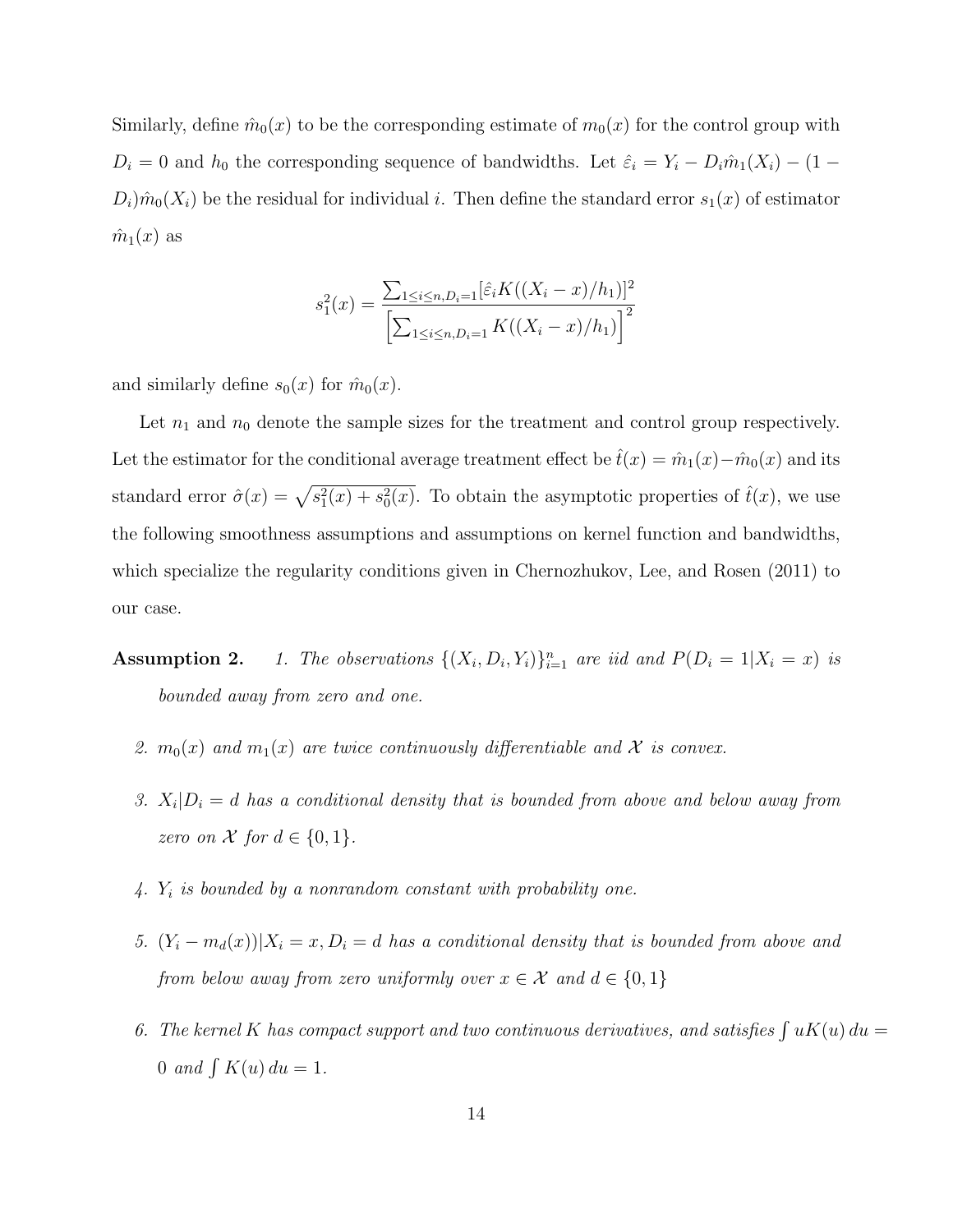Similarly, define $\hat{m}_0(x)$ to be the corresponding estimate of $m_0(x)$ for the control group with $D_i = 0$ and $h_0$ the corresponding sequence of bandwidths. Let $\hat{\varepsilon}_i = Y_i - D_i\hat{m}_1(X_i) - (1 - D_i)\hat{m}_0(X_i)$ be the residual for individual $i$. Then define the standard error $s_1(x)$ of estimator $\hat{m}_1(x)$ as

$$s_1^2(x) = \frac{\sum_{1 \le i \le n, D_i = 1} [\hat{\varepsilon}_i K((X_i - x)/h_1)]^2}{\left[\sum_{1 \le i \le n, D_i = 1} K((X_i - x)/h_1)\right]^2}$$

and similarly define $s_0(x)$ for $\hat{m}_0(x)$.

Let $n_1$ and $n_0$ denote the sample sizes for the treatment and control group respectively. Let the estimator for the conditional average treatment effect be $\hat{t}(x) = \hat{m}_1(x) - \hat{m}_0(x)$ and its standard error $\hat{\sigma}(x) = \sqrt{s_1^2(x) + s_0^2(x)}$. To obtain the asymptotic properties of $\hat{t}(x)$, we use the following smoothness assumptions and assumptions on kernel function and bandwidths, which specialize the regularity conditions given in Chernozhukov, Lee, and Rosen (2011) to our case.

**Assumption 2.**

1. *The observations $\{(X_i, D_i, Y_i)\}_{i=1}^n$ are iid and $P(D_i = 1 | X_i = x)$ is bounded away from zero and one.*
2. *$m_0(x)$ and $m_1(x)$ are twice continuously differentiable and $\mathcal{X}$ is convex.*
3. *$X_i | D_i = d$ has a conditional density that is bounded from above and below away from zero on $\mathcal{X}$ for $d \in \{0, 1\}$.*
4. *$Y_i$ is bounded by a nonrandom constant with probability one.*
5. *$(Y_i - m_d(x)) | X_i = x, D_i = d$ has a conditional density that is bounded from above and from below away from zero uniformly over $x \in \mathcal{X}$ and $d \in \{0, 1\}$*
6. *The kernel $K$ has compact support and two continuous derivatives, and satisfies $\int uK(u)\, du = 0$ and $\int K(u)\, du = 1$.*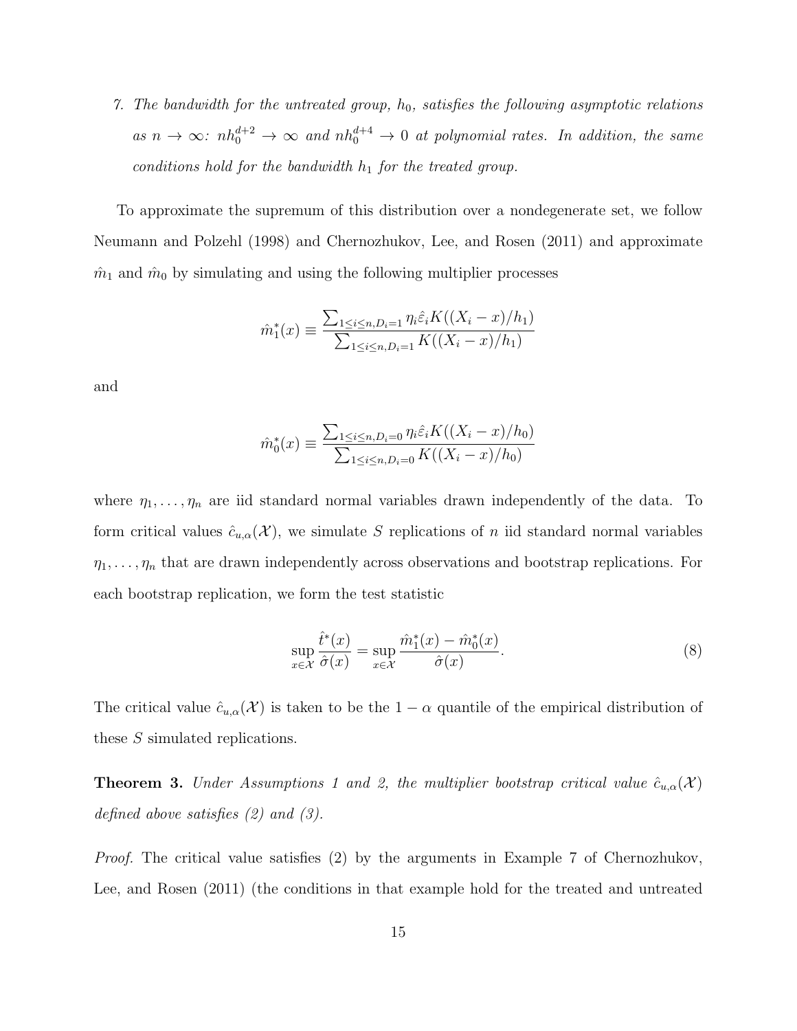7. *The bandwidth for the untreated group, $h_0$, satisfies the following asymptotic relations as $n \to \infty$: $nh_0^{d+2} \to \infty$ and $nh_0^{d+4} \to 0$ at polynomial rates. In addition, the same conditions hold for the bandwidth $h_1$ for the treated group.*

To approximate the supremum of this distribution over a nondegenerate set, we follow Neumann and Polzehl (1998) and Chernozhukov, Lee, and Rosen (2011) and approximate $\hat{m}_1$ and $\hat{m}_0$ by simulating and using the following multiplier processes

$$\hat{m}_1^*(x) \equiv \frac{\sum_{1 \le i \le n, D_i = 1} \eta_i \hat{\varepsilon}_i K((X_i - x)/h_1)}{\sum_{1 \le i \le n, D_i = 1} K((X_i - x)/h_1)}$$

and

$$\hat{m}_0^*(x) \equiv \frac{\sum_{1 \le i \le n, D_i = 0} \eta_i \hat{\varepsilon}_i K((X_i - x)/h_0)}{\sum_{1 \le i \le n, D_i = 0} K((X_i - x)/h_0)}$$

where $\eta_1, \ldots, \eta_n$ are iid standard normal variables drawn independently of the data. To form critical values $\hat{c}_{u,\alpha}(\mathcal{X})$, we simulate $S$ replications of $n$ iid standard normal variables $\eta_1, \ldots, \eta_n$ that are drawn independently across observations and bootstrap replications. For each bootstrap replication, we form the test statistic

$$\sup_{x \in \mathcal{X}} \frac{\hat{t}^*(x)}{\hat{\sigma}(x)} = \sup_{x \in \mathcal{X}} \frac{\hat{m}_1^*(x) - \hat{m}_0^*(x)}{\hat{\sigma}(x)}. \tag{8}$$

The critical value $\hat{c}_{u,\alpha}(\mathcal{X})$ is taken to be the $1 - \alpha$ quantile of the empirical distribution of these $S$ simulated replications.

**Theorem 3.** *Under Assumptions 1 and 2, the multiplier bootstrap critical value $\hat{c}_{u,\alpha}(\mathcal{X})$ defined above satisfies (2) and (3).*

*Proof.* The critical value satisfies (2) by the arguments in Example 7 of Chernozhukov, Lee, and Rosen (2011) (the conditions in that example hold for the treated and untreated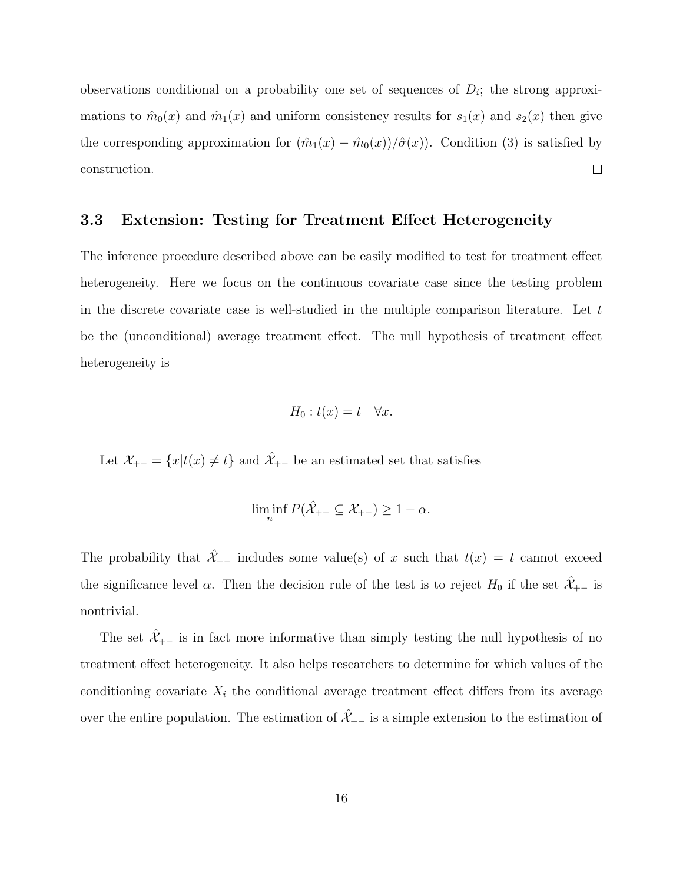observations conditional on a probability one set of sequences of $D_i$; the strong approximations to $\hat{m}_0(x)$ and $\hat{m}_1(x)$ and uniform consistency results for $s_1(x)$ and $s_2(x)$ then give the corresponding approximation for $(\hat{m}_1(x) - \hat{m}_0(x))/\hat{\sigma}(x))$. Condition (3) is satisfied by construction. $\square$

### 3.3 Extension: Testing for Treatment Effect Heterogeneity

The inference procedure described above can be easily modified to test for treatment effect heterogeneity. Here we focus on the continuous covariate case since the testing problem in the discrete covariate case is well-studied in the multiple comparison literature. Let $t$ be the (unconditional) average treatment effect. The null hypothesis of treatment effect heterogeneity is

$$H_0 : t(x) = t \quad \forall x.$$

Let $\mathcal{X}_{+-} = \{x | t(x) \neq t\}$ and $\hat{\mathcal{X}}_{+-}$ be an estimated set that satisfies

$$\liminf_n P(\hat{\mathcal{X}}_{+-} \subseteq \mathcal{X}_{+-}) \geq 1 - \alpha.$$

The probability that $\hat{\mathcal{X}}_{+-}$ includes some value(s) of $x$ such that $t(x) = t$ cannot exceed the significance level $\alpha$. Then the decision rule of the test is to reject $H_0$ if the set $\hat{\mathcal{X}}_{+-}$ is nontrivial.

The set $\hat{\mathcal{X}}_{+-}$ is in fact more informative than simply testing the null hypothesis of no treatment effect heterogeneity. It also helps researchers to determine for which values of the conditioning covariate $X_i$ the conditional average treatment effect differs from its average over the entire population. The estimation of $\hat{\mathcal{X}}_{+-}$ is a simple extension to the estimation of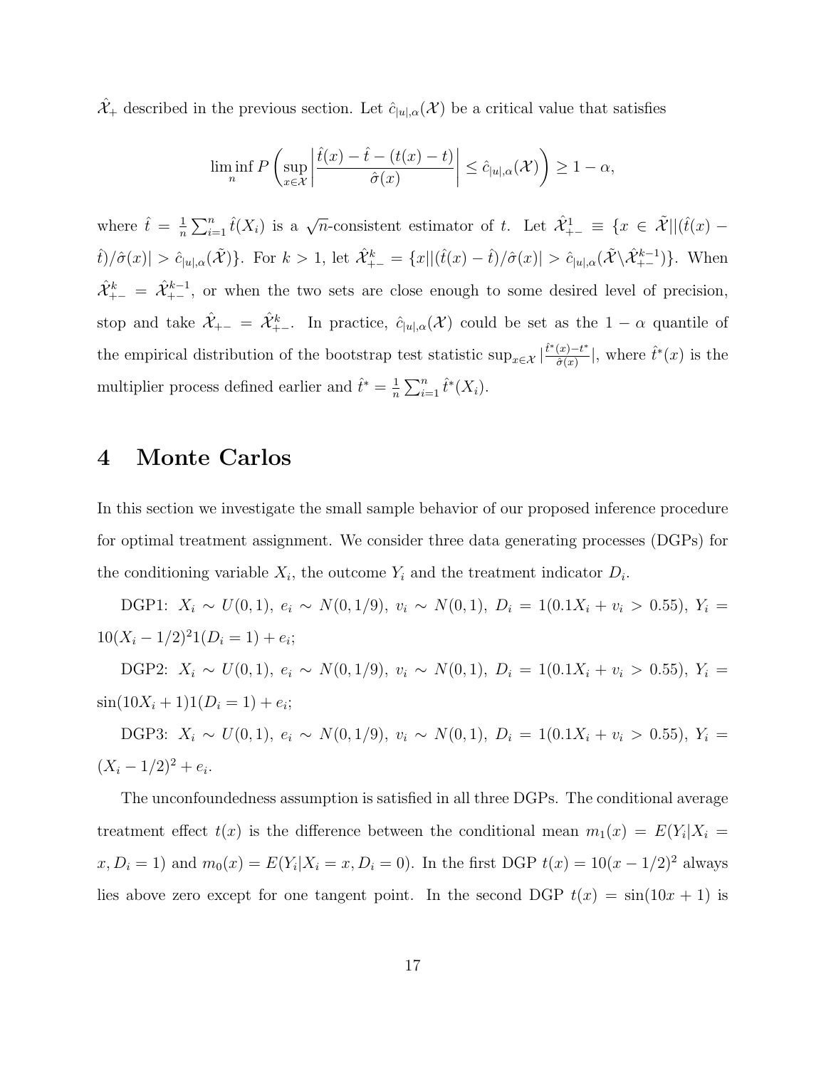$\hat{\mathcal{X}}_+$ described in the previous section. Let $\hat{c}_{|u|,\alpha}(\mathcal{X})$ be a critical value that satisfies

$$\liminf_n P\left(\sup_{x\in\mathcal{X}}\left|\frac{\hat{t}(x)-\hat{t}-(t(x)-t)}{\hat{\sigma}(x)}\right| \le \hat{c}_{|u|,\alpha}(\mathcal{X})\right) \ge 1-\alpha,$$

where $\hat{t} = \frac{1}{n}\sum_{i=1}^n \hat{t}(X_i)$ is a $\sqrt{n}$-consistent estimator of $t$. Let $\hat{\mathcal{X}}_{+-}^1 \equiv \{x \in \tilde{\mathcal{X}} || (\hat{t}(x) - \hat{t})/\hat{\sigma}(x)| > \hat{c}_{|u|,\alpha}(\tilde{\mathcal{X}})\}$. For $k > 1$, let $\hat{\mathcal{X}}_{+-}^k = \{x || (\hat{t}(x) - \hat{t})/\hat{\sigma}(x)| > \hat{c}_{|u|,\alpha}(\tilde{\mathcal{X}} \backslash \hat{\mathcal{X}}_{+-}^{k-1})\}$. When $\hat{\mathcal{X}}_{+-}^k = \hat{\mathcal{X}}_{+-}^{k-1}$, or when the two sets are close enough to some desired level of precision, stop and take $\hat{\mathcal{X}}_{+-} = \hat{\mathcal{X}}_{+-}^k$. In practice, $\hat{c}_{|u|,\alpha}(\mathcal{X})$ could be set as the $1-\alpha$ quantile of the empirical distribution of the bootstrap test statistic $\sup_{x\in\mathcal{X}} |\frac{\hat{t}^*(x) - t^*}{\hat{\sigma}(x)}|$, where $\hat{t}^*(x)$ is the multiplier process defined earlier and $\hat{t}^* = \frac{1}{n}\sum_{i=1}^n \hat{t}^*(X_i)$.

# 4 Monte Carlos

In this section we investigate the small sample behavior of our proposed inference procedure for optimal treatment assignment. We consider three data generating processes (DGPs) for the conditioning variable $X_i$, the outcome $Y_i$ and the treatment indicator $D_i$.

DGP1: $X_i \sim U(0,1)$, $e_i \sim N(0,1/9)$, $v_i \sim N(0,1)$, $D_i = 1(0.1X_i + v_i > 0.55)$, $Y_i = 10(X_i - 1/2)^2 1(D_i = 1) + e_i$;

DGP2: $X_i \sim U(0,1)$, $e_i \sim N(0,1/9)$, $v_i \sim N(0,1)$, $D_i = 1(0.1X_i + v_i > 0.55)$, $Y_i = \sin(10X_i + 1)1(D_i = 1) + e_i$;

DGP3: $X_i \sim U(0,1)$, $e_i \sim N(0,1/9)$, $v_i \sim N(0,1)$, $D_i = 1(0.1X_i + v_i > 0.55)$, $Y_i = (X_i - 1/2)^2 + e_i$.

The unconfoundedness assumption is satisfied in all three DGPs. The conditional average treatment effect $t(x)$ is the difference between the conditional mean $m_1(x) = E(Y_i|X_i = x, D_i = 1)$ and $m_0(x) = E(Y_i|X_i = x, D_i = 0)$. In the first DGP $t(x) = 10(x - 1/2)^2$ always lies above zero except for one tangent point. In the second DGP $t(x) = \sin(10x + 1)$ is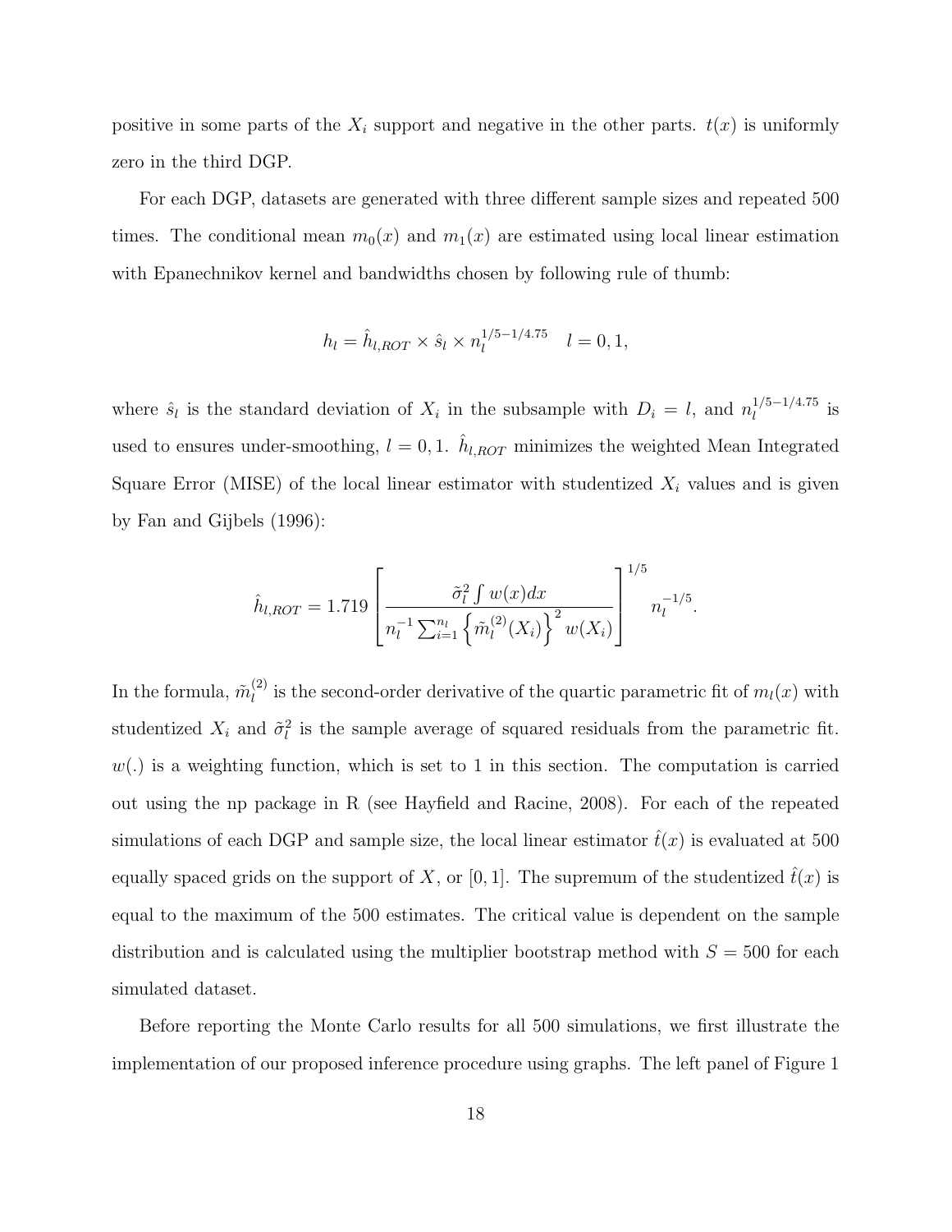positive in some parts of the $X_i$ support and negative in the other parts. $t(x)$ is uniformly zero in the third DGP.

For each DGP, datasets are generated with three different sample sizes and repeated 500 times. The conditional mean $m_0(x)$ and $m_1(x)$ are estimated using local linear estimation with Epanechnikov kernel and bandwidths chosen by following rule of thumb:

$$h_l = \hat{h}_{l,ROT} \times \hat{s}_l \times n_l^{1/5-1/4.75} \quad l = 0, 1,$$

where $\hat{s}_l$ is the standard deviation of $X_i$ in the subsample with $D_i = l$, and $n_l^{1/5-1/4.75}$ is used to ensures under-smoothing, $l = 0, 1$. $\hat{h}_{l,ROT}$ minimizes the weighted Mean Integrated Square Error (MISE) of the local linear estimator with studentized $X_i$ values and is given by Fan and Gijbels (1996):

$$\hat{h}_{l,ROT} = 1.719 \left[ \frac{\tilde{\sigma}_l^2 \int w(x)dx}{n_l^{-1} \sum_{i=1}^{n_l} \left\{ \tilde{m}_l^{(2)}(X_i) \right\}^2 w(X_i)} \right]^{1/5} n_l^{-1/5}.$$

In the formula, $\tilde{m}_l^{(2)}$ is the second-order derivative of the quartic parametric fit of $m_l(x)$ with studentized $X_i$ and $\tilde{\sigma}_l^2$ is the sample average of squared residuals from the parametric fit. $w(.)$ is a weighting function, which is set to 1 in this section. The computation is carried out using the np package in R (see Hayfield and Racine, 2008). For each of the repeated simulations of each DGP and sample size, the local linear estimator $\hat{t}(x)$ is evaluated at 500 equally spaced grids on the support of $X$, or $[0, 1]$. The supremum of the studentized $\hat{t}(x)$ is equal to the maximum of the 500 estimates. The critical value is dependent on the sample distribution and is calculated using the multiplier bootstrap method with $S = 500$ for each simulated dataset.

Before reporting the Monte Carlo results for all 500 simulations, we first illustrate the implementation of our proposed inference procedure using graphs. The left panel of Figure 1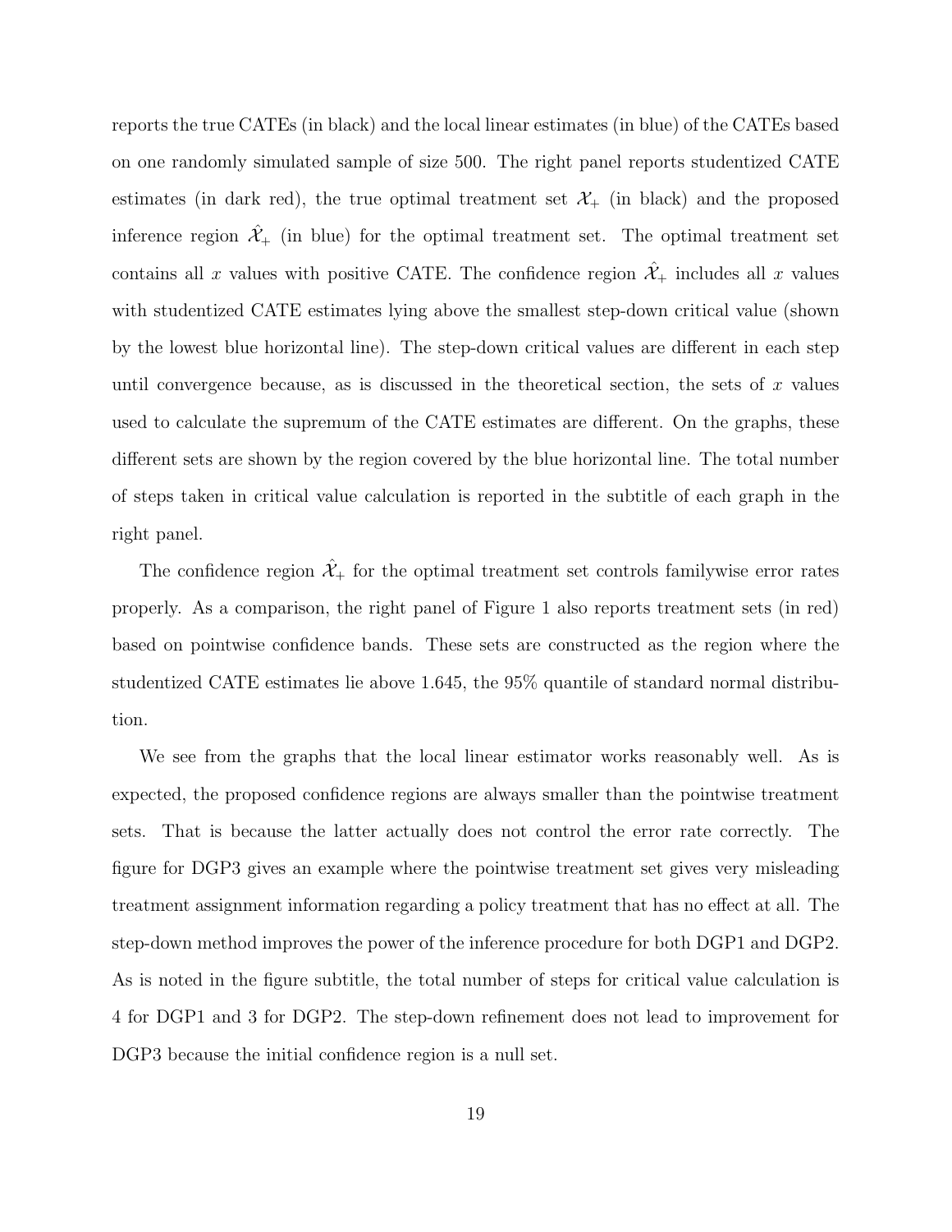reports the true CATEs (in black) and the local linear estimates (in blue) of the CATEs based on one randomly simulated sample of size 500. The right panel reports studentized CATE estimates (in dark red), the true optimal treatment set $\mathcal{X}_+$ (in black) and the proposed inference region $\hat{\mathcal{X}}_+$ (in blue) for the optimal treatment set. The optimal treatment set contains all $x$ values with positive CATE. The confidence region $\hat{\mathcal{X}}_+$ includes all $x$ values with studentized CATE estimates lying above the smallest step-down critical value (shown by the lowest blue horizontal line). The step-down critical values are different in each step until convergence because, as is discussed in the theoretical section, the sets of $x$ values used to calculate the supremum of the CATE estimates are different. On the graphs, these different sets are shown by the region covered by the blue horizontal line. The total number of steps taken in critical value calculation is reported in the subtitle of each graph in the right panel.

The confidence region $\hat{\mathcal{X}}_+$ for the optimal treatment set controls familywise error rates properly. As a comparison, the right panel of Figure 1 also reports treatment sets (in red) based on pointwise confidence bands. These sets are constructed as the region where the studentized CATE estimates lie above 1.645, the 95% quantile of standard normal distribution.

We see from the graphs that the local linear estimator works reasonably well. As is expected, the proposed confidence regions are always smaller than the pointwise treatment sets. That is because the latter actually does not control the error rate correctly. The figure for DGP3 gives an example where the pointwise treatment set gives very misleading treatment assignment information regarding a policy treatment that has no effect at all. The step-down method improves the power of the inference procedure for both DGP1 and DGP2. As is noted in the figure subtitle, the total number of steps for critical value calculation is 4 for DGP1 and 3 for DGP2. The step-down refinement does not lead to improvement for DGP3 because the initial confidence region is a null set.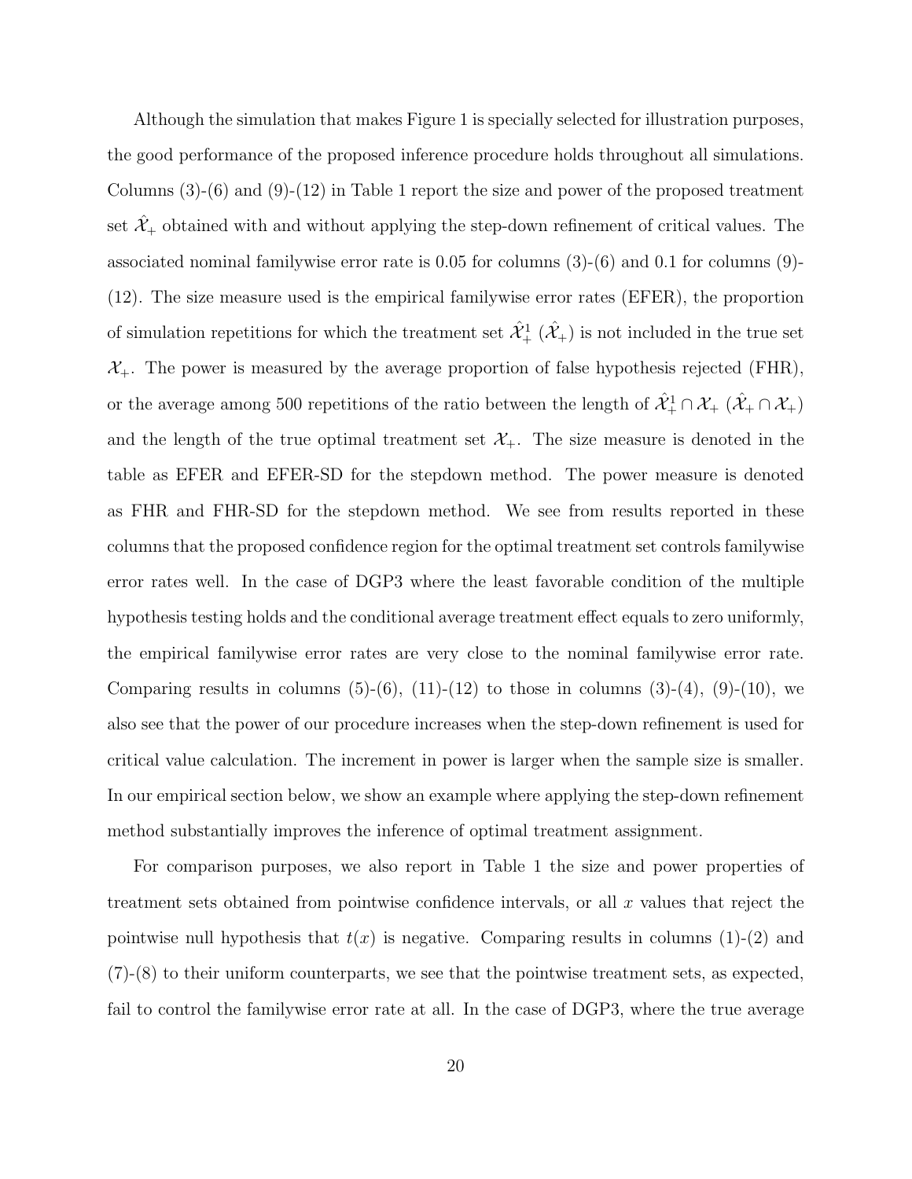Although the simulation that makes Figure 1 is specially selected for illustration purposes, the good performance of the proposed inference procedure holds throughout all simulations. Columns (3)-(6) and (9)-(12) in Table 1 report the size and power of the proposed treatment set $\hat{\mathcal{X}}_+$ obtained with and without applying the step-down refinement of critical values. The associated nominal familywise error rate is 0.05 for columns (3)-(6) and 0.1 for columns (9)-(12). The size measure used is the empirical familywise error rates (EFER), the proportion of simulation repetitions for which the treatment set $\hat{\mathcal{X}}_+^1$ ($\hat{\mathcal{X}}_+$) is not included in the true set $\mathcal{X}_+$. The power is measured by the average proportion of false hypothesis rejected (FHR), or the average among 500 repetitions of the ratio between the length of $\hat{\mathcal{X}}_+^1 \cap \mathcal{X}_+$ ($\hat{\mathcal{X}}_+ \cap \mathcal{X}_+$) and the length of the true optimal treatment set $\mathcal{X}_+$. The size measure is denoted in the table as EFER and EFER-SD for the stepdown method. The power measure is denoted as FHR and FHR-SD for the stepdown method. We see from results reported in these columns that the proposed confidence region for the optimal treatment set controls familywise error rates well. In the case of DGP3 where the least favorable condition of the multiple hypothesis testing holds and the conditional average treatment effect equals to zero uniformly, the empirical familywise error rates are very close to the nominal familywise error rate. Comparing results in columns (5)-(6), (11)-(12) to those in columns (3)-(4), (9)-(10), we also see that the power of our procedure increases when the step-down refinement is used for critical value calculation. The increment in power is larger when the sample size is smaller. In our empirical section below, we show an example where applying the step-down refinement method substantially improves the inference of optimal treatment assignment.

For comparison purposes, we also report in Table 1 the size and power properties of treatment sets obtained from pointwise confidence intervals, or all $x$ values that reject the pointwise null hypothesis that $t(x)$ is negative. Comparing results in columns (1)-(2) and (7)-(8) to their uniform counterparts, we see that the pointwise treatment sets, as expected, fail to control the familywise error rate at all. In the case of DGP3, where the true average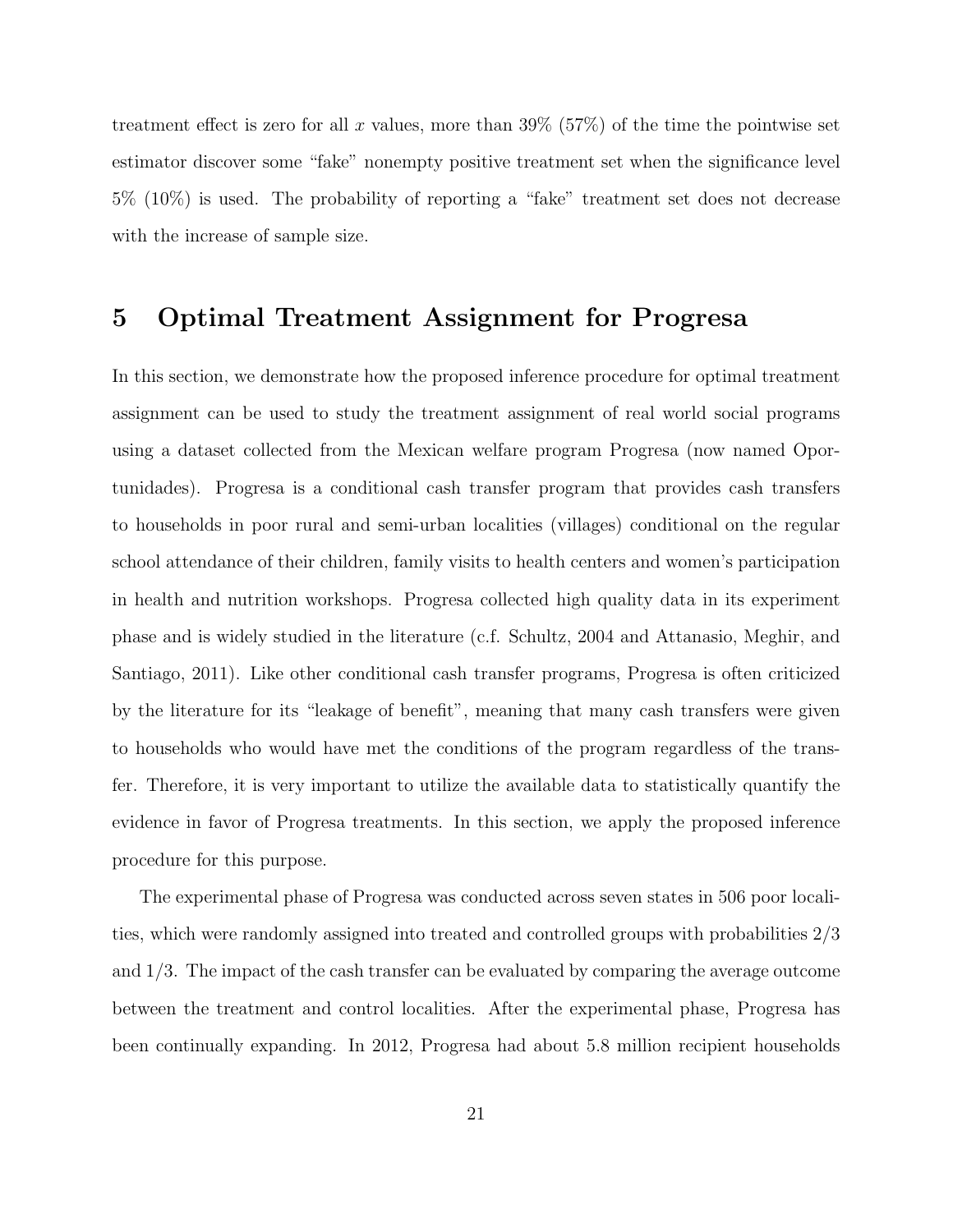treatment effect is zero for all $x$ values, more than 39% (57%) of the time the pointwise set estimator discover some "fake" nonempty positive treatment set when the significance level 5% (10%) is used. The probability of reporting a "fake" treatment set does not decrease with the increase of sample size.

# 5 Optimal Treatment Assignment for Progresa

In this section, we demonstrate how the proposed inference procedure for optimal treatment assignment can be used to study the treatment assignment of real world social programs using a dataset collected from the Mexican welfare program Progresa (now named Oportunidades). Progresa is a conditional cash transfer program that provides cash transfers to households in poor rural and semi-urban localities (villages) conditional on the regular school attendance of their children, family visits to health centers and women's participation in health and nutrition workshops. Progresa collected high quality data in its experiment phase and is widely studied in the literature (c.f. Schultz, 2004 and Attanasio, Meghir, and Santiago, 2011). Like other conditional cash transfer programs, Progresa is often criticized by the literature for its "leakage of benefit", meaning that many cash transfers were given to households who would have met the conditions of the program regardless of the transfer. Therefore, it is very important to utilize the available data to statistically quantify the evidence in favor of Progresa treatments. In this section, we apply the proposed inference procedure for this purpose.

The experimental phase of Progresa was conducted across seven states in 506 poor localities, which were randomly assigned into treated and controlled groups with probabilities 2/3 and 1/3. The impact of the cash transfer can be evaluated by comparing the average outcome between the treatment and control localities. After the experimental phase, Progresa has been continually expanding. In 2012, Progresa had about 5.8 million recipient households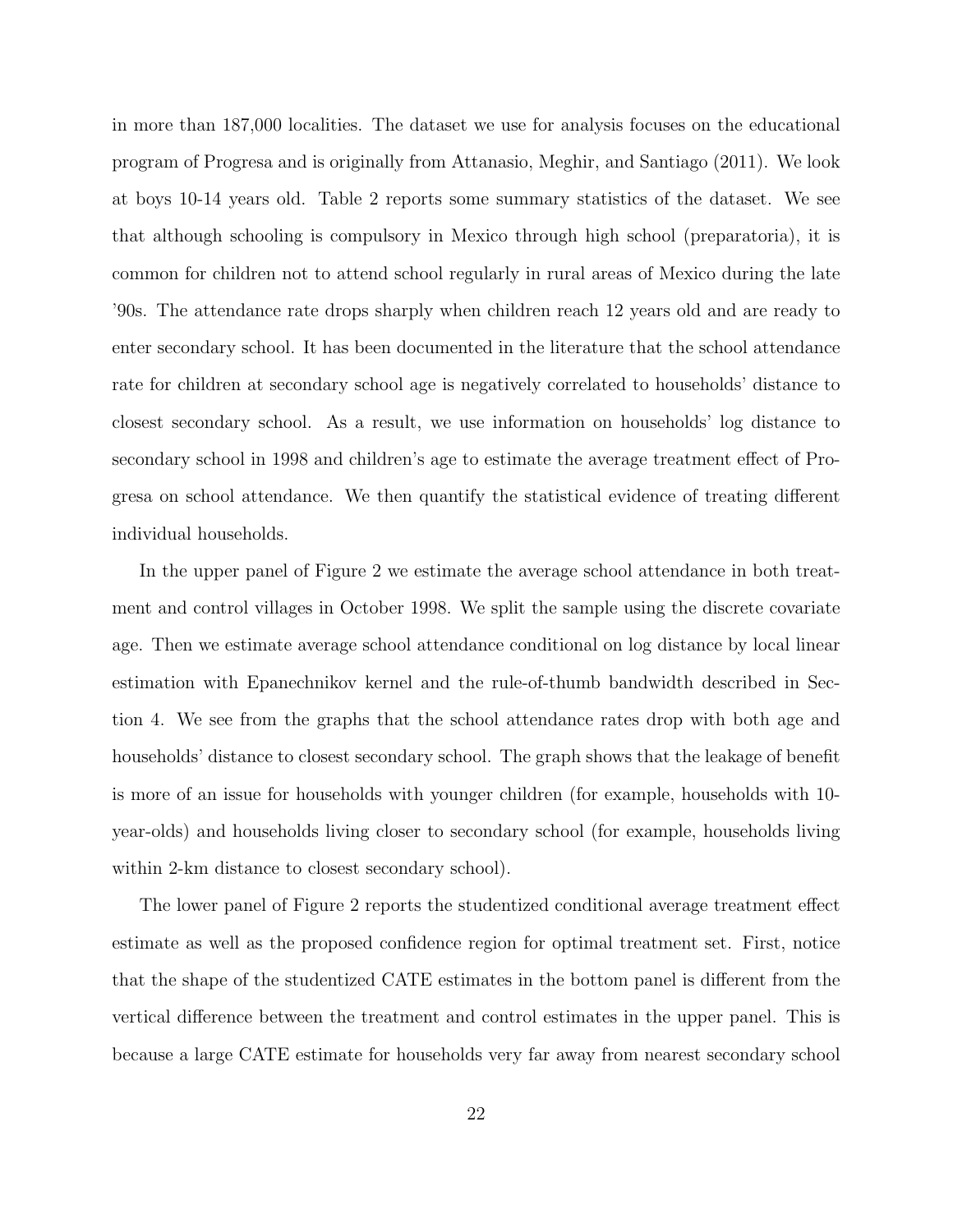in more than 187,000 localities. The dataset we use for analysis focuses on the educational program of Progresa and is originally from Attanasio, Meghir, and Santiago (2011). We look at boys 10-14 years old. Table 2 reports some summary statistics of the dataset. We see that although schooling is compulsory in Mexico through high school (preparatoria), it is common for children not to attend school regularly in rural areas of Mexico during the late '90s. The attendance rate drops sharply when children reach 12 years old and are ready to enter secondary school. It has been documented in the literature that the school attendance rate for children at secondary school age is negatively correlated to households' distance to closest secondary school. As a result, we use information on households' log distance to secondary school in 1998 and children's age to estimate the average treatment effect of Progresa on school attendance. We then quantify the statistical evidence of treating different individual households.

In the upper panel of Figure 2 we estimate the average school attendance in both treatment and control villages in October 1998. We split the sample using the discrete covariate age. Then we estimate average school attendance conditional on log distance by local linear estimation with Epanechnikov kernel and the rule-of-thumb bandwidth described in Section 4. We see from the graphs that the school attendance rates drop with both age and households' distance to closest secondary school. The graph shows that the leakage of benefit is more of an issue for households with younger children (for example, households with 10-year-olds) and households living closer to secondary school (for example, households living within 2-km distance to closest secondary school).

The lower panel of Figure 2 reports the studentized conditional average treatment effect estimate as well as the proposed confidence region for optimal treatment set. First, notice that the shape of the studentized CATE estimates in the bottom panel is different from the vertical difference between the treatment and control estimates in the upper panel. This is because a large CATE estimate for households very far away from nearest secondary school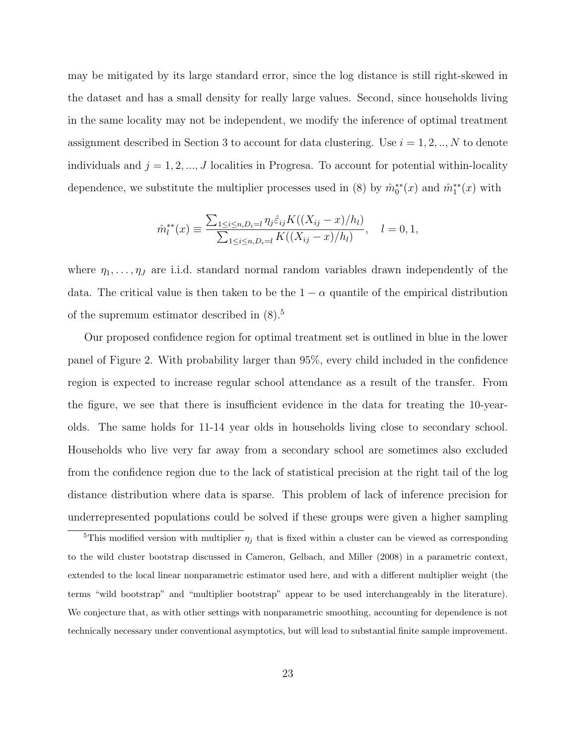may be mitigated by its large standard error, since the log distance is still right-skewed in the dataset and has a small density for really large values. Second, since households living in the same locality may not be independent, we modify the inference of optimal treatment assignment described in Section 3 to account for data clustering. Use $i = 1, 2, .., N$ to denote individuals and $j = 1, 2, ..., J$ localities in Progresa. To account for potential within-locality dependence, we substitute the multiplier processes used in (8) by $\hat{m}_0^{**}(x)$ and $\hat{m}_1^{**}(x)$ with

$$\hat{m}_l^{**}(x) \equiv \frac{\sum_{1 \le i \le n, D_i = l} \eta_j \hat{\varepsilon}_{ij} K((X_{ij} - x)/h_l)}{\sum_{1 \le i \le n, D_i = l} K((X_{ij} - x)/h_l)}, \quad l = 0, 1,$$

where $\eta_1, \ldots, \eta_J$ are i.i.d. standard normal random variables drawn independently of the data. The critical value is then taken to be the $1 - \alpha$ quantile of the empirical distribution of the supremum estimator described in (8).[5]

Our proposed confidence region for optimal treatment set is outlined in blue in the lower panel of Figure 2. With probability larger than 95%, every child included in the confidence region is expected to increase regular school attendance as a result of the transfer. From the figure, we see that there is insufficient evidence in the data for treating the 10-year-olds. The same holds for 11-14 year olds in households living close to secondary school. Households who live very far away from a secondary school are sometimes also excluded from the confidence region due to the lack of statistical precision at the right tail of the log distance distribution where data is sparse. This problem of lack of inference precision for underrepresented populations could be solved if these groups were given a higher sampling

[5]This modified version with multiplier $\eta_j$ that is fixed within a cluster can be viewed as corresponding to the wild cluster bootstrap discussed in Cameron, Gelbach, and Miller (2008) in a parametric context, extended to the local linear nonparametric estimator used here, and with a different multiplier weight (the terms "wild bootstrap" and "multiplier bootstrap" appear to be used interchangeably in the literature). We conjecture that, as with other settings with nonparametric smoothing, accounting for dependence is not technically necessary under conventional asymptotics, but will lead to substantial finite sample improvement.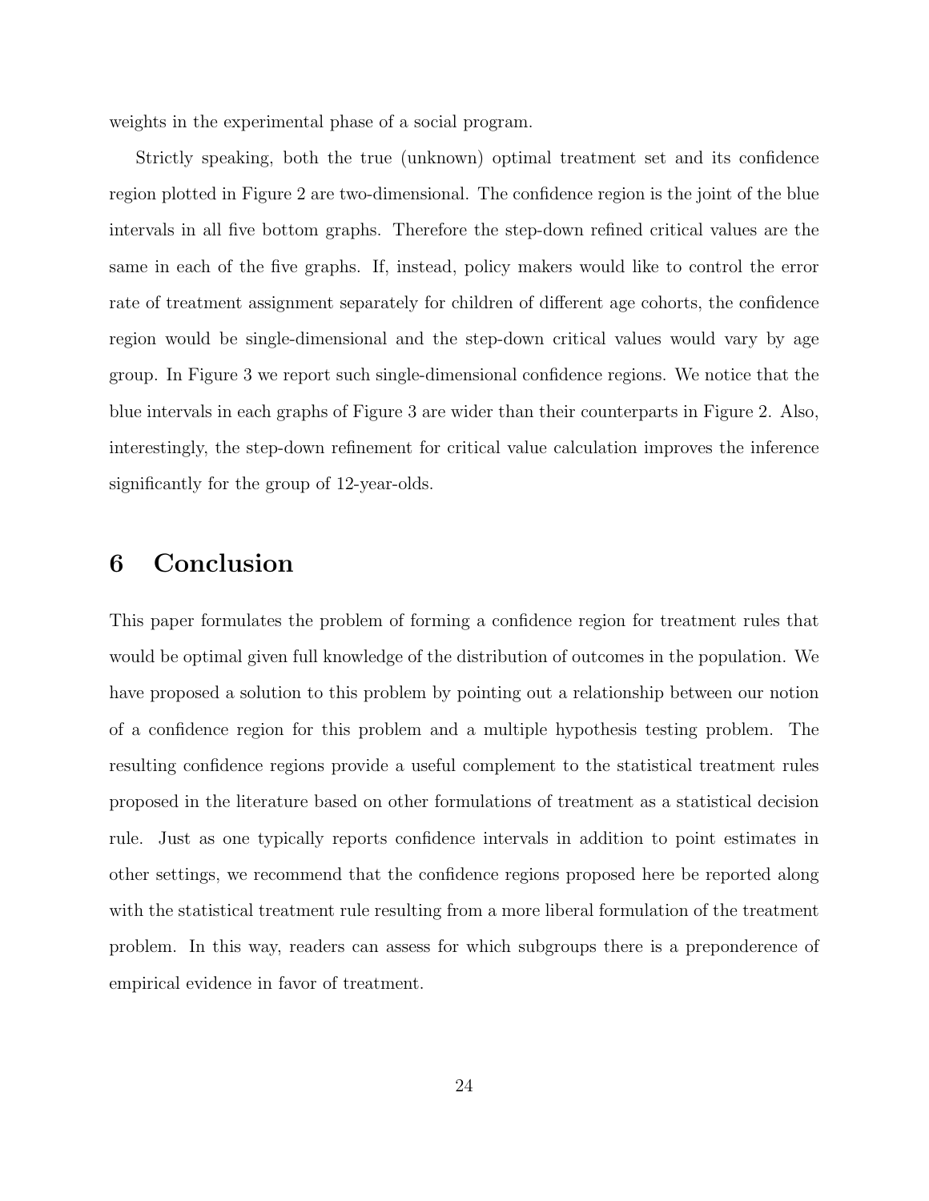weights in the experimental phase of a social program.

Strictly speaking, both the true (unknown) optimal treatment set and its confidence region plotted in Figure 2 are two-dimensional. The confidence region is the joint of the blue intervals in all five bottom graphs. Therefore the step-down refined critical values are the same in each of the five graphs. If, instead, policy makers would like to control the error rate of treatment assignment separately for children of different age cohorts, the confidence region would be single-dimensional and the step-down critical values would vary by age group. In Figure 3 we report such single-dimensional confidence regions. We notice that the blue intervals in each graphs of Figure 3 are wider than their counterparts in Figure 2. Also, interestingly, the step-down refinement for critical value calculation improves the inference significantly for the group of 12-year-olds.

# 6 Conclusion

This paper formulates the problem of forming a confidence region for treatment rules that would be optimal given full knowledge of the distribution of outcomes in the population. We have proposed a solution to this problem by pointing out a relationship between our notion of a confidence region for this problem and a multiple hypothesis testing problem. The resulting confidence regions provide a useful complement to the statistical treatment rules proposed in the literature based on other formulations of treatment as a statistical decision rule. Just as one typically reports confidence intervals in addition to point estimates in other settings, we recommend that the confidence regions proposed here be reported along with the statistical treatment rule resulting from a more liberal formulation of the treatment problem. In this way, readers can assess for which subgroups there is a preponderence of empirical evidence in favor of treatment.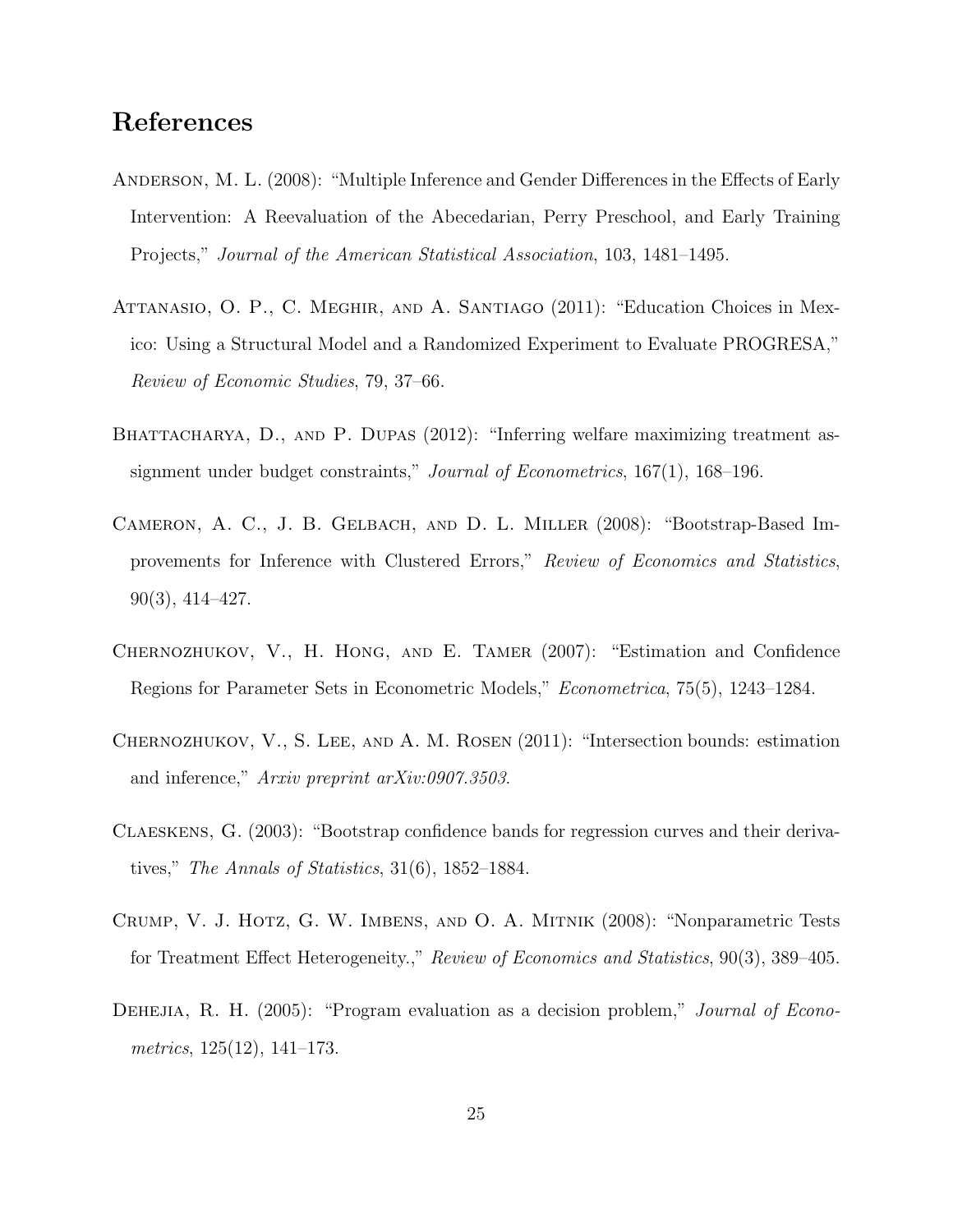## References

Anderson, M. L. (2008): "Multiple Inference and Gender Differences in the Effects of Early Intervention: A Reevaluation of the Abecedarian, Perry Preschool, and Early Training Projects," *Journal of the American Statistical Association*, 103, 1481–1495.

Attanasio, O. P., C. Meghir, and A. Santiago (2011): "Education Choices in Mexico: Using a Structural Model and a Randomized Experiment to Evaluate PROGRESA," *Review of Economic Studies*, 79, 37–66.

Bhattacharya, D., and P. Dupas (2012): "Inferring welfare maximizing treatment assignment under budget constraints," *Journal of Econometrics*, 167(1), 168–196.

Cameron, A. C., J. B. Gelbach, and D. L. Miller (2008): "Bootstrap-Based Improvements for Inference with Clustered Errors," *Review of Economics and Statistics*, 90(3), 414–427.

Chernozhukov, V., H. Hong, and E. Tamer (2007): "Estimation and Confidence Regions for Parameter Sets in Econometric Models," *Econometrica*, 75(5), 1243–1284.

Chernozhukov, V., S. Lee, and A. M. Rosen (2011): "Intersection bounds: estimation and inference," *Arxiv preprint arXiv:0907.3503*.

Claeskens, G. (2003): "Bootstrap confidence bands for regression curves and their derivatives," *The Annals of Statistics*, 31(6), 1852–1884.

Crump, V. J. Hotz, G. W. Imbens, and O. A. Mitnik (2008): "Nonparametric Tests for Treatment Effect Heterogeneity.," *Review of Economics and Statistics*, 90(3), 389–405.

Dehejia, R. H. (2005): "Program evaluation as a decision problem," *Journal of Econometrics*, 125(12), 141–173.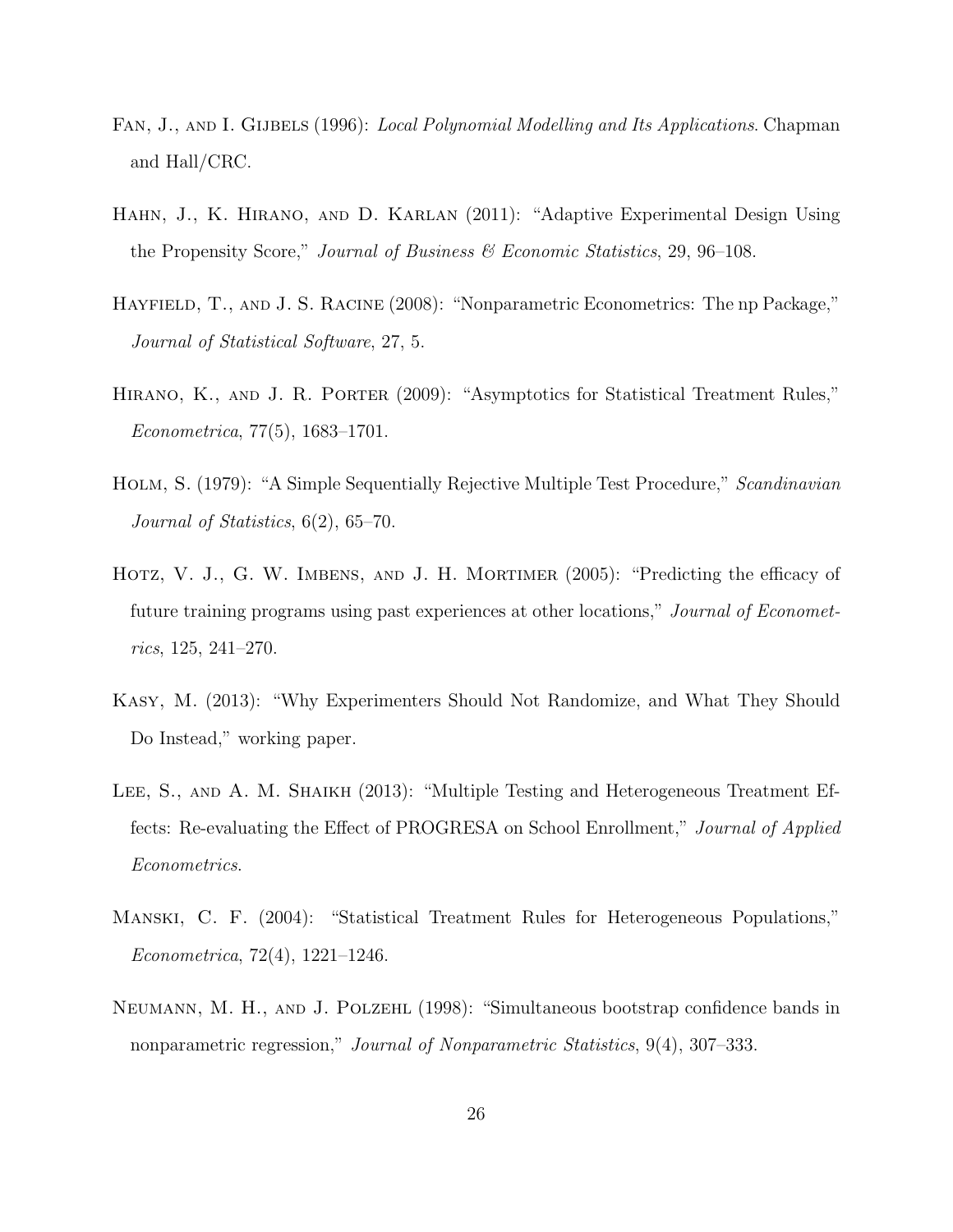Fan, J., and I. Gijbels (1996): *Local Polynomial Modelling and Its Applications*. Chapman and Hall/CRC.

Hahn, J., K. Hirano, and D. Karlan (2011): "Adaptive Experimental Design Using the Propensity Score," *Journal of Business & Economic Statistics*, 29, 96–108.

Hayfield, T., and J. S. Racine (2008): "Nonparametric Econometrics: The np Package," *Journal of Statistical Software*, 27, 5.

Hirano, K., and J. R. Porter (2009): "Asymptotics for Statistical Treatment Rules," *Econometrica*, 77(5), 1683–1701.

Holm, S. (1979): "A Simple Sequentially Rejective Multiple Test Procedure," *Scandinavian Journal of Statistics*, 6(2), 65–70.

Hotz, V. J., G. W. Imbens, and J. H. Mortimer (2005): "Predicting the efficacy of future training programs using past experiences at other locations," *Journal of Econometrics*, 125, 241–270.

Kasy, M. (2013): "Why Experimenters Should Not Randomize, and What They Should Do Instead," working paper.

Lee, S., and A. M. Shaikh (2013): "Multiple Testing and Heterogeneous Treatment Effects: Re-evaluating the Effect of PROGRESA on School Enrollment," *Journal of Applied Econometrics*.

Manski, C. F. (2004): "Statistical Treatment Rules for Heterogeneous Populations," *Econometrica*, 72(4), 1221–1246.

Neumann, M. H., and J. Polzehl (1998): "Simultaneous bootstrap confidence bands in nonparametric regression," *Journal of Nonparametric Statistics*, 9(4), 307–333.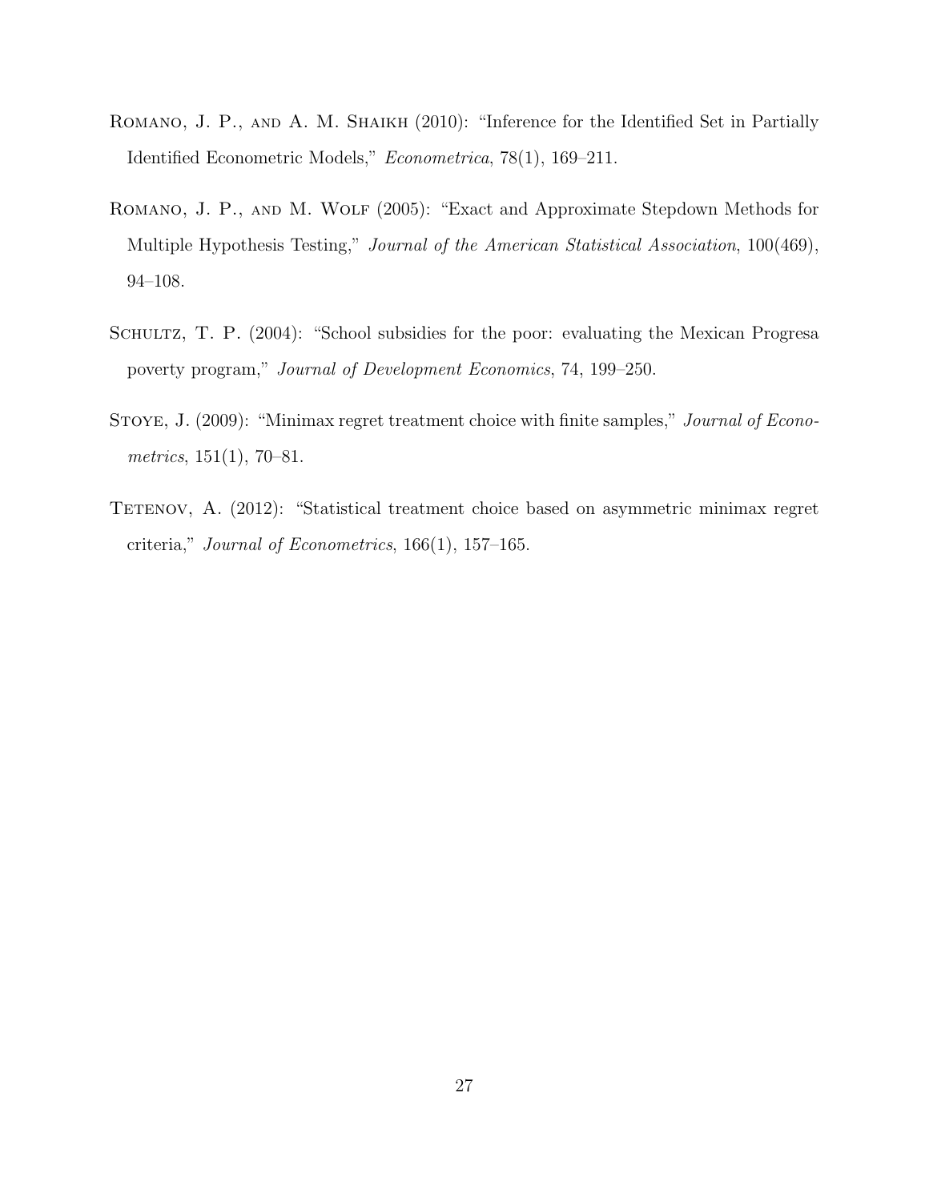Romano, J. P., and A. M. Shaikh (2010): "Inference for the Identified Set in Partially Identified Econometric Models," *Econometrica*, 78(1), 169–211.

Romano, J. P., and M. Wolf (2005): "Exact and Approximate Stepdown Methods for Multiple Hypothesis Testing," *Journal of the American Statistical Association*, 100(469), 94–108.

Schultz, T. P. (2004): "School subsidies for the poor: evaluating the Mexican Progresa poverty program," *Journal of Development Economics*, 74, 199–250.

Stoye, J. (2009): "Minimax regret treatment choice with finite samples," *Journal of Econometrics*, 151(1), 70–81.

Tetenov, A. (2012): "Statistical treatment choice based on asymmetric minimax regret criteria," *Journal of Econometrics*, 166(1), 157–165.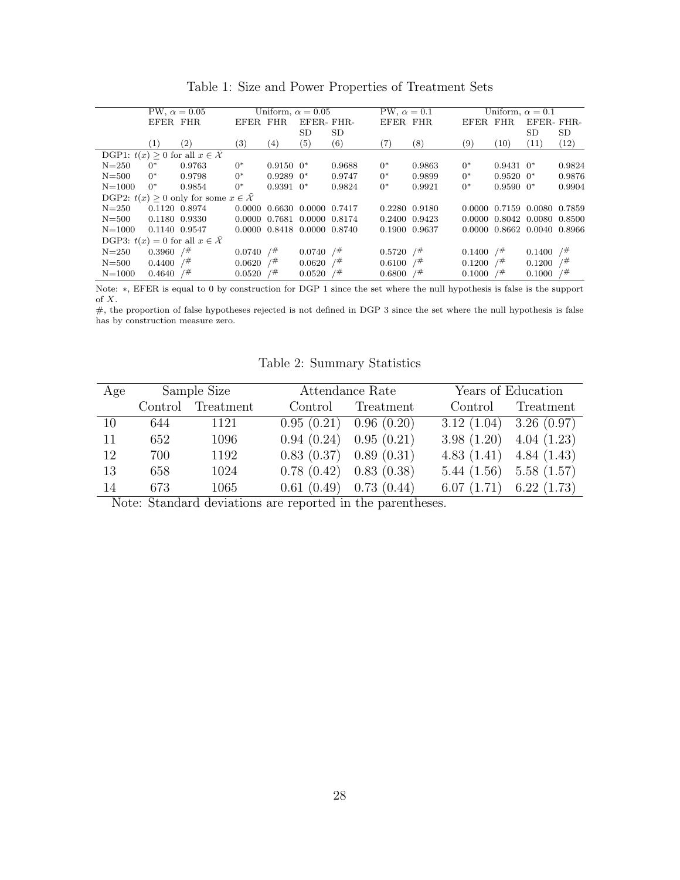Table 1: Size and Power Properties of Treatment Sets

| | PW, $\alpha = 0.05$ | | Uniform, $\alpha = 0.05$ | | | | PW, $\alpha = 0.1$ | | Uniform, $\alpha = 0.1$ | | | |
|---|---|---|---|---|---|---|---|---|---|---|---|---|
| | EFER | FHR | EFER | FHR | EFER-SD | FHR-SD | EFER | FHR | EFER | FHR | EFER-SD | FHR-SD |
| | (1) | (2) | (3) | (4) | (5) | (6) | (7) | (8) | (9) | (10) | (11) | (12) |
| DGP1: $t(x) \geq 0$ for all $x \in \mathcal{X}$ | | | | | | | | | | | | |
| N=250 | $0^*$ | 0.9763 | $0^*$ | 0.9150 | $0^*$ | 0.9688 | $0^*$ | 0.9863 | $0^*$ | 0.9431 | $0^*$ | 0.9824 |
| N=500 | $0^*$ | 0.9798 | $0^*$ | 0.9289 | $0^*$ | 0.9747 | $0^*$ | 0.9899 | $0^*$ | 0.9520 | $0^*$ | 0.9876 |
| N=1000 | $0^*$ | 0.9854 | $0^*$ | 0.9391 | $0^*$ | 0.9824 | $0^*$ | 0.9921 | $0^*$ | 0.9590 | $0^*$ | 0.9904 |
| DGP2: $t(x) \geq 0$ only for some $x \in \tilde{\mathcal{X}}$ | | | | | | | | | | | | |
| N=250 | 0.1120 | 0.8974 | 0.0000 | 0.6630 | 0.0000 | 0.7417 | 0.2280 | 0.9180 | 0.0000 | 0.7159 | 0.0080 | 0.7859 |
| N=500 | 0.1180 | 0.9330 | 0.0000 | 0.7681 | 0.0000 | 0.8174 | 0.2400 | 0.9423 | 0.0000 | 0.8042 | 0.0080 | 0.8500 |
| N=1000 | 0.1140 | 0.9547 | 0.0000 | 0.8418 | 0.0000 | 0.8740 | 0.1900 | 0.9637 | 0.0000 | 0.8662 | 0.0040 | 0.8966 |
| DGP3: $t(x) = 0$ for all $x \in \tilde{\mathcal{X}}$ | | | | | | | | | | | | |
| N=250 | 0.3960 | /# | 0.0740 | /# | 0.0740 | /# | 0.5720 | /# | 0.1400 | /# | 0.1400 | /# |
| N=500 | 0.4400 | /# | 0.0620 | /# | 0.0620 | /# | 0.6100 | /# | 0.1200 | /# | 0.1200 | /# |
| N=1000 | 0.4640 | /# | 0.0520 | /# | 0.0520 | /# | 0.6800 | /# | 0.1000 | /# | 0.1000 | /# |

Note: $*$, EFER is equal to 0 by construction for DGP 1 since the set where the null hypothesis is false is the support of $X$.
#, the proportion of false hypotheses rejected is not defined in DGP 3 since the set where the null hypothesis is false has by construction measure zero.

Table 2: Summary Statistics

| Age | Sample Size | | Attendance Rate | | Years of Education | |
|---|---|---|---|---|---|---|
| | Control | Treatment | Control | Treatment | Control | Treatment |
| 10 | 644 | 1121 | 0.95 (0.21) | 0.96 (0.20) | 3.12 (1.04) | 3.26 (0.97) |
| 11 | 652 | 1096 | 0.94 (0.24) | 0.95 (0.21) | 3.98 (1.20) | 4.04 (1.23) |
| 12 | 700 | 1192 | 0.83 (0.37) | 0.89 (0.31) | 4.83 (1.41) | 4.84 (1.43) |
| 13 | 658 | 1024 | 0.78 (0.42) | 0.83 (0.38) | 5.44 (1.56) | 5.58 (1.57) |
| 14 | 673 | 1065 | 0.61 (0.49) | 0.73 (0.44) | 6.07 (1.71) | 6.22 (1.73) |

Note: Standard deviations are reported in the parentheses.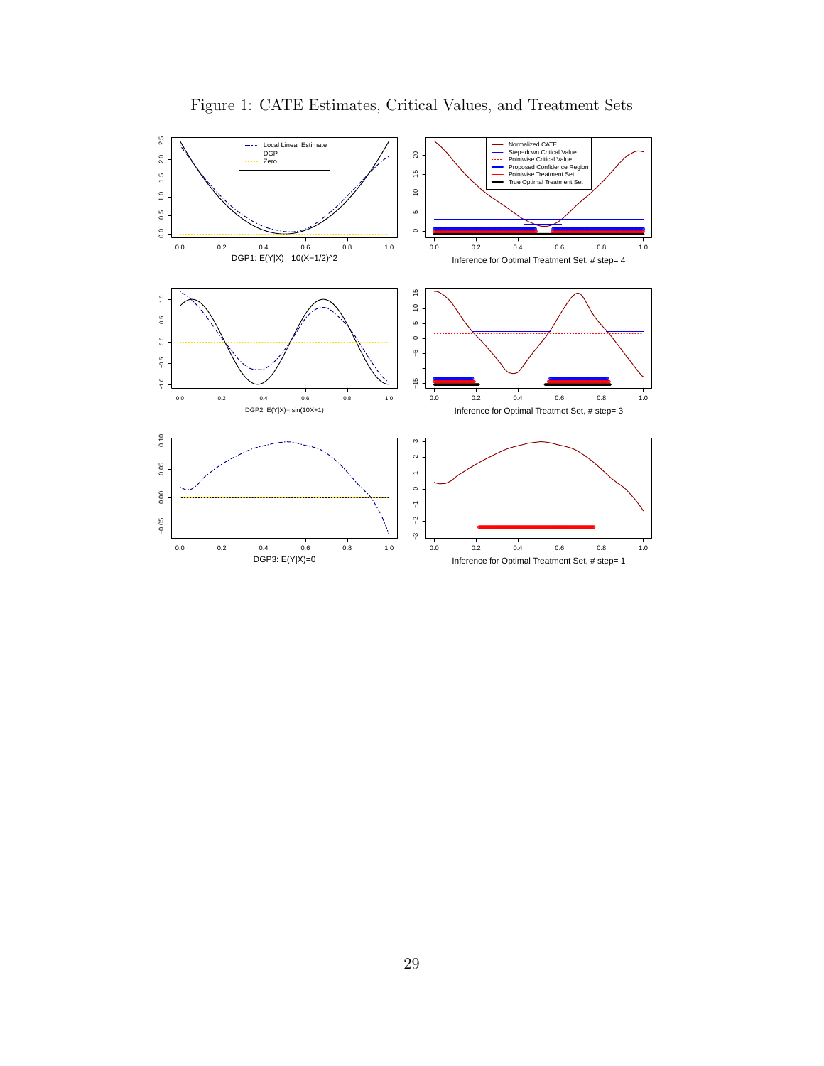Figure 1: CATE Estimates, Critical Values, and Treatment Sets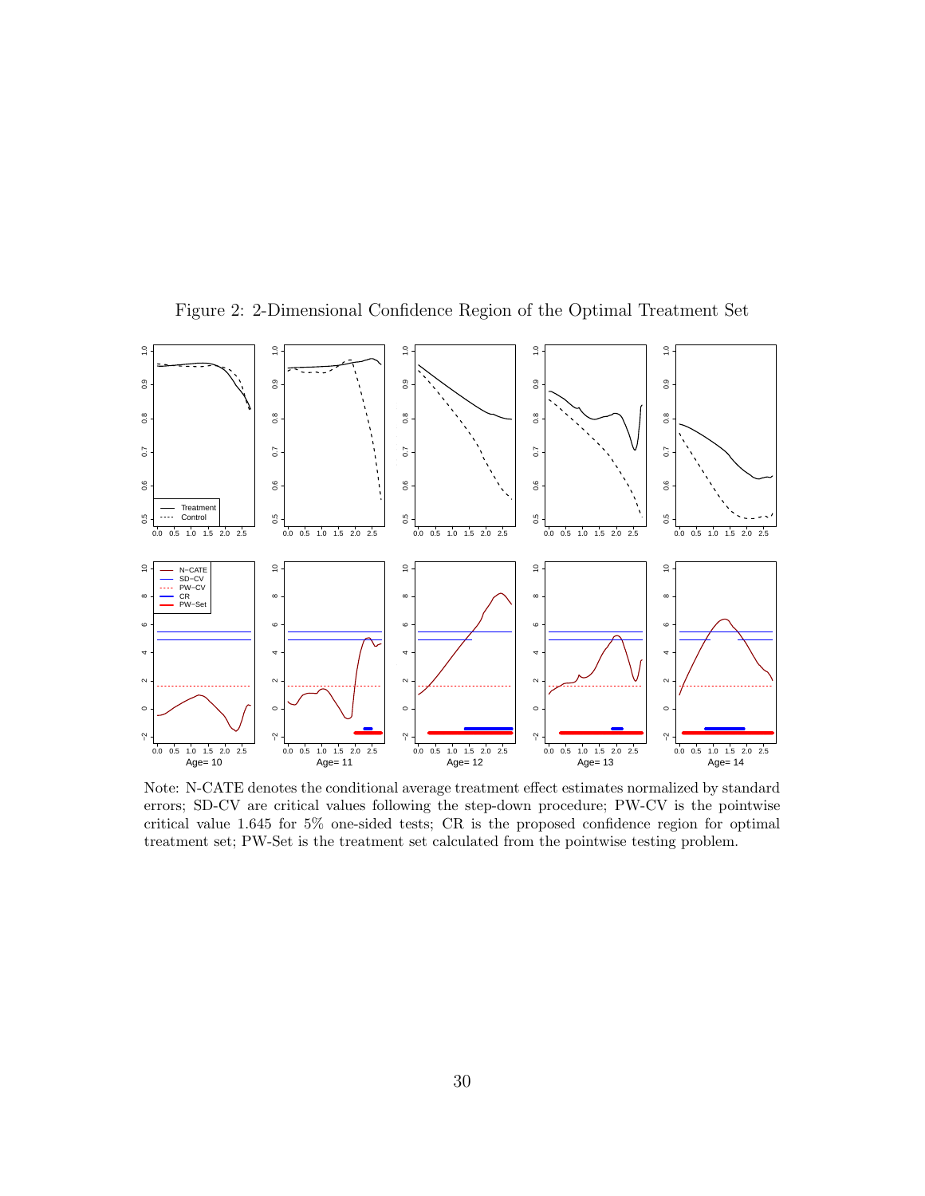Figure 2: 2-Dimensional Confidence Region of the Optimal Treatment Set

Note: N-CATE denotes the conditional average treatment effect estimates normalized by standard errors; SD-CV are critical values following the step-down procedure; PW-CV is the pointwise critical value 1.645 for 5% one-sided tests; CR is the proposed confidence region for optimal treatment set; PW-Set is the treatment set calculated from the pointwise testing problem.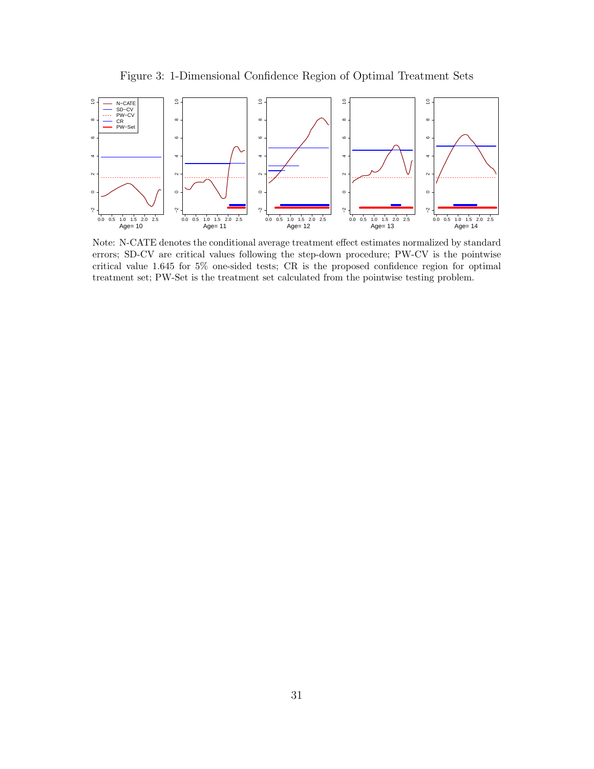Figure 3: 1-Dimensional Confidence Region of Optimal Treatment Sets

N−CATE
SD−CV
PW−CV
CR
PW−Set

Age= 10

Age= 11

Age= 12

Age= 13

Age= 14

Note: N-CATE denotes the conditional average treatment effect estimates normalized by standard errors; SD-CV are critical values following the step-down procedure; PW-CV is the pointwise critical value 1.645 for 5% one-sided tests; CR is the proposed confidence region for optimal treatment set; PW-Set is the treatment set calculated from the pointwise testing problem.